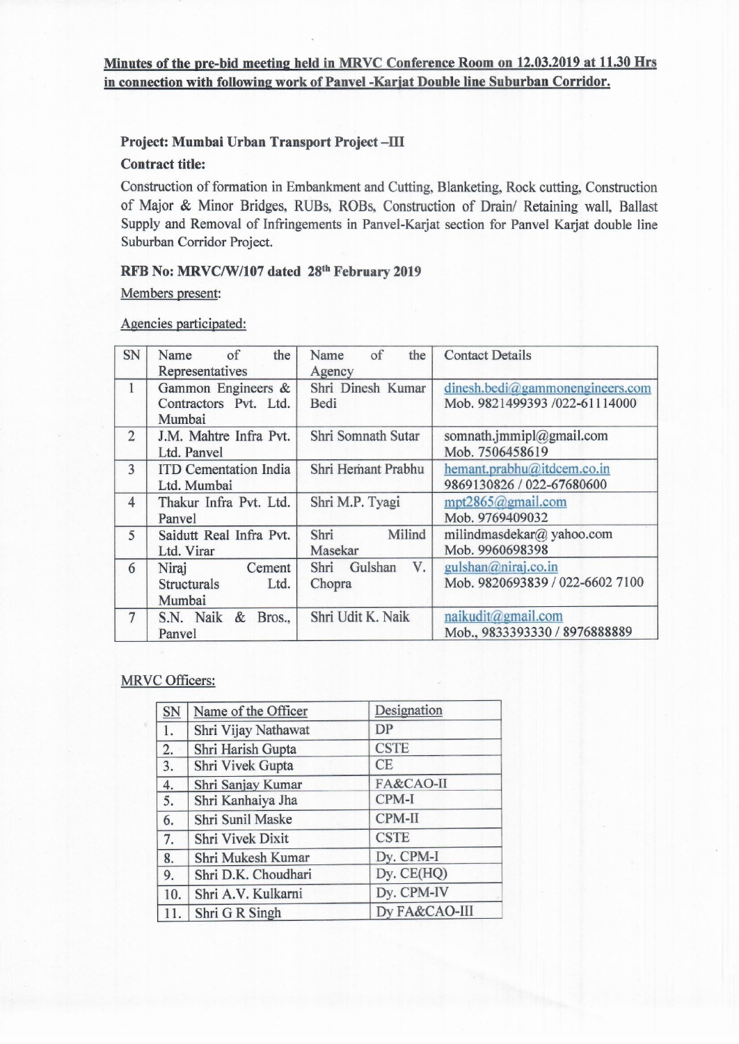**Minutes of the pre-bid meeting held in MRVC Conference Room on 12.03.2019 at 11.30 Hrs in connection with following work of Panvel -Karjat Double line Suburban Corridor.**

**Project: Mumbai Urban Transport Project –III**

**Contract title:**

Construction of formation in Embankment and Cutting, Blanketing, Rock cutting, Construction of Major & Minor Bridges, RUBs, ROBs, Construction of Drain/ Retaining wall, Ballast Supply and Removal of Infringements in Panvel-Karjat section for Panvel Karjat double line Suburban Corridor Project.

**RFB No: MRVC/W/107 dated 28th February 2019**

Members present:

Agencies participated:

| SN | Name of the Representatives | Name of the Agency | Contact Details |
|---|---|---|---|
| 1 | Gammon Engineers & Contractors Pvt. Ltd. Mumbai | Shri Dinesh Kumar Bedi | dinesh.bedi@gammonengineers.com Mob. 9821499393 /022-61114000 |
| 2 | J.M. Mahtre Infra Pvt. Ltd. Panvel | Shri Somnath Sutar | somnath.jmmipl@gmail.com Mob. 7506458619 |
| 3 | ITD Cementation India Ltd. Mumbai | Shri Hemant Prabhu | hemant.prabhu@itdcem.co.in 9869130826 / 022-67680600 |
| 4 | Thakur Infra Pvt. Ltd. Panvel | Shri M.P. Tyagi | mpt2865@gmail.com Mob. 9769409032 |
| 5 | Saidutt Real Infra Pvt. Ltd. Virar | Shri Milind Masekar | milindmasdekar@ yahoo.com Mob. 9960698398 |
| 6 | Niraj Cement Structurals Ltd. Mumbai | Shri Gulshan V. Chopra | gulshan@niraj.co.in Mob. 9820693839 / 022-6602 7100 |
| 7 | S.N. Naik & Bros., Panvel | Shri Udit K. Naik | naikudit@gmail.com Mob., 9833393330 / 8976888889 |

MRVC Officers:

| SN | Name of the Officer | Designation |
|---|---|---|
| 1. | Shri Vijay Nathawat | DP |
| 2. | Shri Harish Gupta | CSTE |
| 3. | Shri Vivek Gupta | CE |
| 4. | Shri Sanjay Kumar | FA&CAO-II |
| 5. | Shri Kanhaiya Jha | CPM-I |
| 6. | Shri Sunil Maske | CPM-II |
| 7. | Shri Vivek Dixit | CSTE |
| 8. | Shri Mukesh Kumar | Dy. CPM-I |
| 9. | Shri D.K. Choudhari | Dy. CE(HQ) |
| 10. | Shri A.V. Kulkarni | Dy. CPM-IV |
| 11. | Shri G R Singh | Dy FA&CAO-III |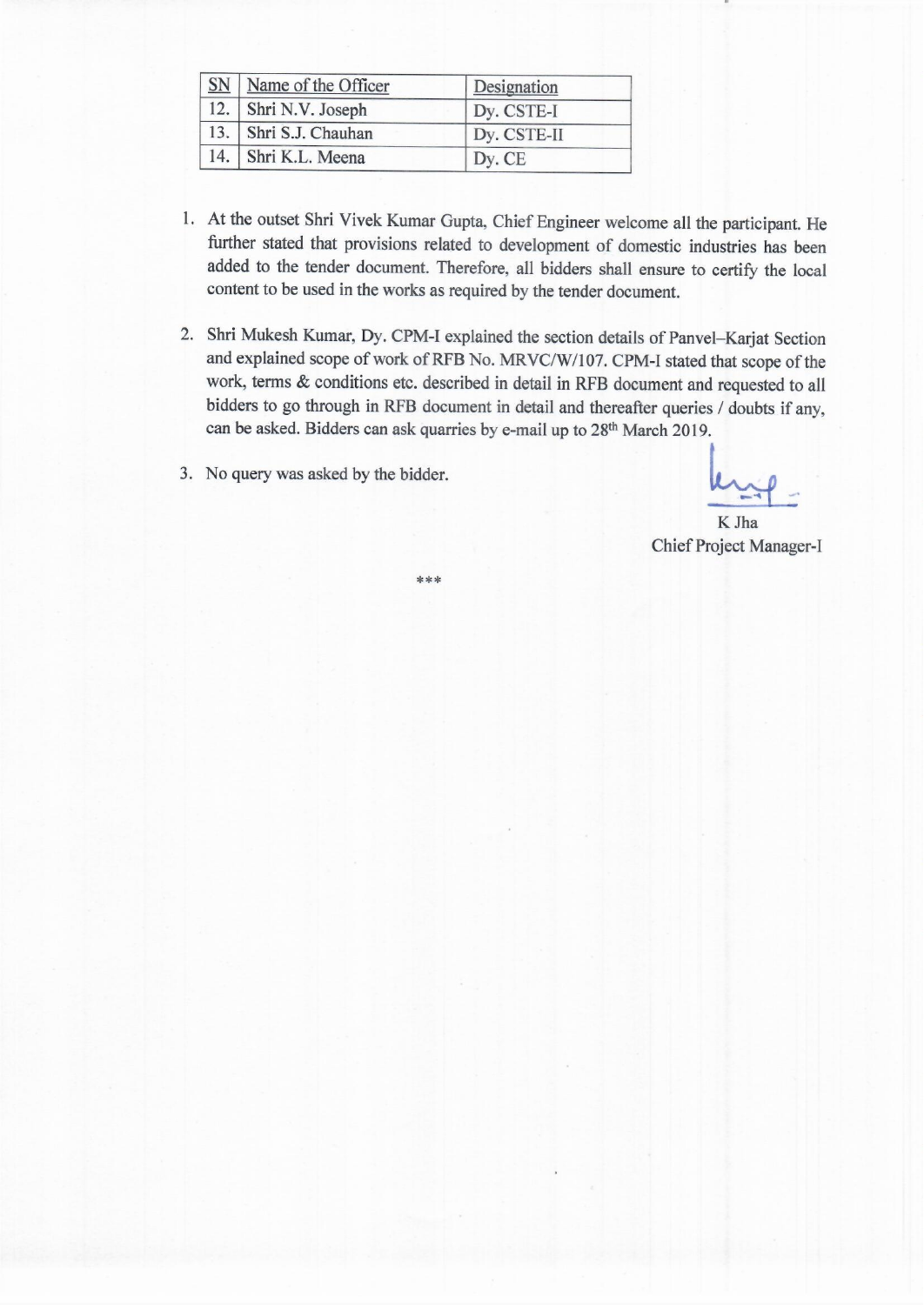| SN | Name of the Officer | Designation |
|---|---|---|
| 12. | Shri N.V. Joseph | Dy. CSTE-I |
| 13. | Shri S.J. Chauhan | Dy. CSTE-II |
| 14. | Shri K.L. Meena | Dy. CE |

1. At the outset Shri Vivek Kumar Gupta, Chief Engineer welcome all the participant. He further stated that provisions related to development of domestic industries has been added to the tender document. Therefore, all bidders shall ensure to certify the local content to be used in the works as required by the tender document.

2. Shri Mukesh Kumar, Dy. CPM-I explained the section details of Panvel–Karjat Section and explained scope of work of RFB No. MRVC/W/107. CPM-I stated that scope of the work, terms & conditions etc. described in detail in RFB document and requested to all bidders to go through in RFB document in detail and thereafter queries / doubts if any, can be asked. Bidders can ask quarries by e-mail up to 28th March 2019.

3. No query was asked by the bidder.

K Jha
Chief Project Manager-I

***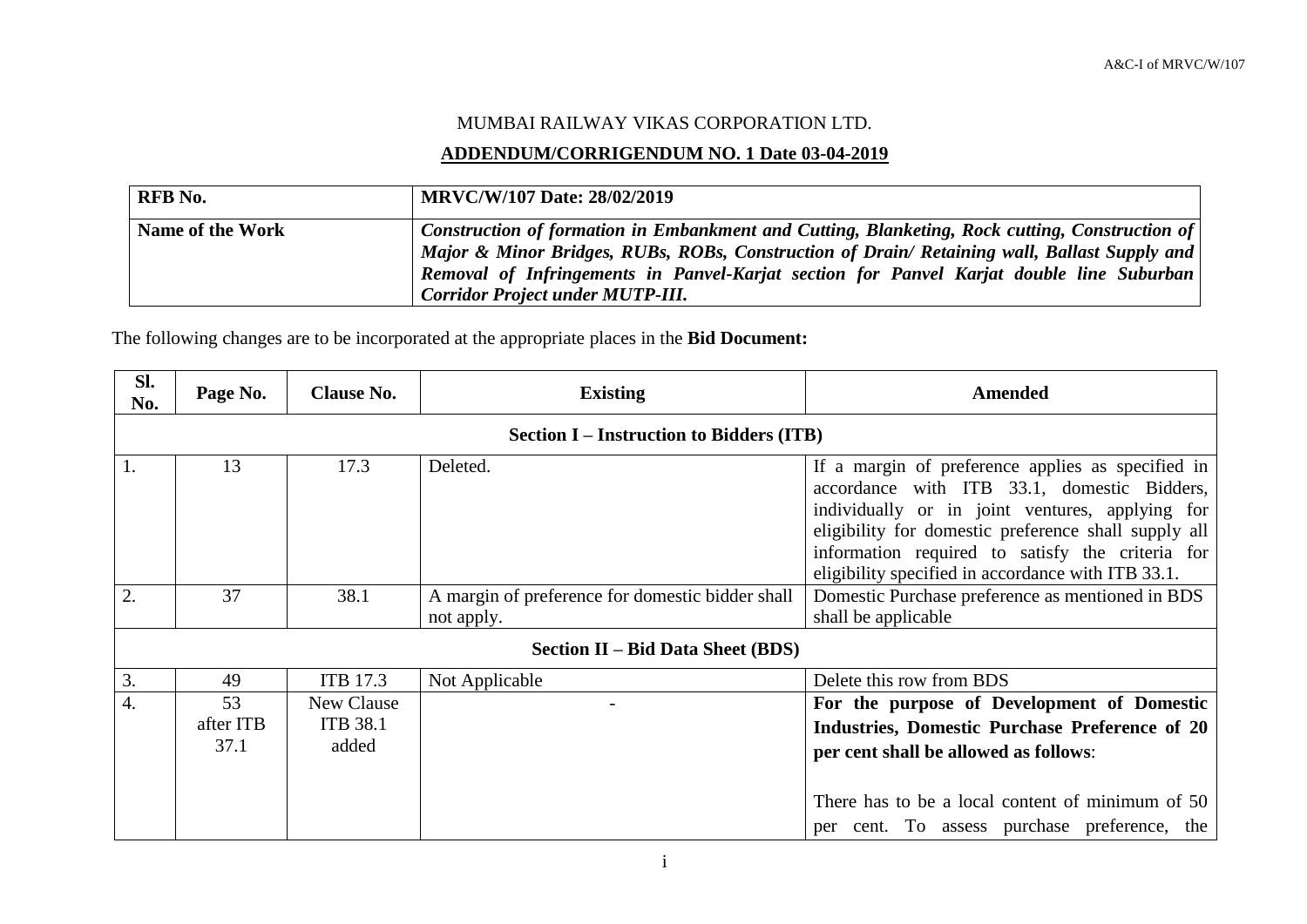MUMBAI RAILWAY VIKAS CORPORATION LTD.

**ADDENDUM/CORRIGENDUM NO. 1 Date 03-04-2019**

| **RFB No.** | **MRVC/W/107 Date: 28/02/2019** |
|---|---|
| **Name of the Work** | ***Construction of formation in Embankment and Cutting, Blanketing, Rock cutting, Construction of Major & Minor Bridges, RUBs, ROBs, Construction of Drain/ Retaining wall, Ballast Supply and Removal of Infringements in Panvel-Karjat section for Panvel Karjat double line Suburban Corridor Project under MUTP-III.*** |

The following changes are to be incorporated at the appropriate places in the **Bid Document:**

| **Sl. No.** | **Page No.** | **Clause No.** | **Existing** | **Amended** |
|---|---|---|---|---|
| **Section I – Instruction to Bidders (ITB)** | | | | |
| 1. | 13 | 17.3 | Deleted. | If a margin of preference applies as specified in accordance with ITB 33.1, domestic Bidders, individually or in joint ventures, applying for eligibility for domestic preference shall supply all information required to satisfy the criteria for eligibility specified in accordance with ITB 33.1. |
| 2. | 37 | 38.1 | A margin of preference for domestic bidder shall not apply. | Domestic Purchase preference as mentioned in BDS shall be applicable |
| **Section II – Bid Data Sheet (BDS)** | | | | |
| 3. | 49 | ITB 17.3 | Not Applicable | Delete this row from BDS |
| 4. | 53 after ITB 37.1 | New Clause ITB 38.1 added | - | **For the purpose of Development of Domestic Industries, Domestic Purchase Preference of 20 per cent shall be allowed as follows**: There has to be a local content of minimum of 50 per cent. To assess purchase preference, the |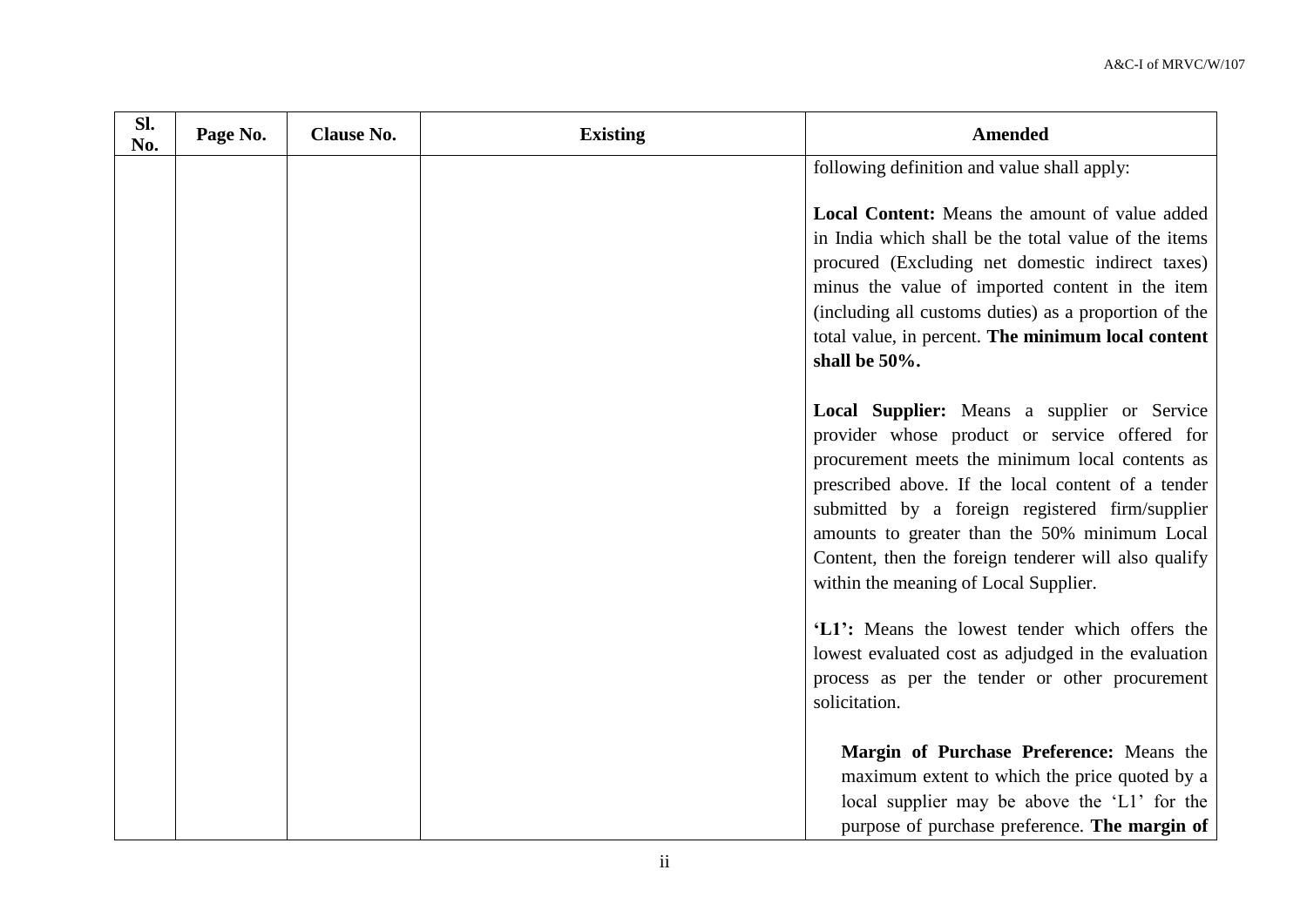| Sl. No. | Page No. | Clause No. | Existing | Amended |
|---|---|---|---|---|
| | | | | following definition and value shall apply:<br><br>**Local Content:** Means the amount of value added in India which shall be the total value of the items procured (Excluding net domestic indirect taxes) minus the value of imported content in the item (including all customs duties) as a proportion of the total value, in percent. **The minimum local content shall be 50%.**<br><br>**Local Supplier:** Means a supplier or Service provider whose product or service offered for procurement meets the minimum local contents as prescribed above. If the local content of a tender submitted by a foreign registered firm/supplier amounts to greater than the 50% minimum Local Content, then the foreign tenderer will also qualify within the meaning of Local Supplier.<br><br>**'L1':** Means the lowest tender which offers the lowest evaluated cost as adjudged in the evaluation process as per the tender or other procurement solicitation.<br><br>**Margin of Purchase Preference:** Means the maximum extent to which the price quoted by a local supplier may be above the 'L1' for the purpose of purchase preference. **The margin of** |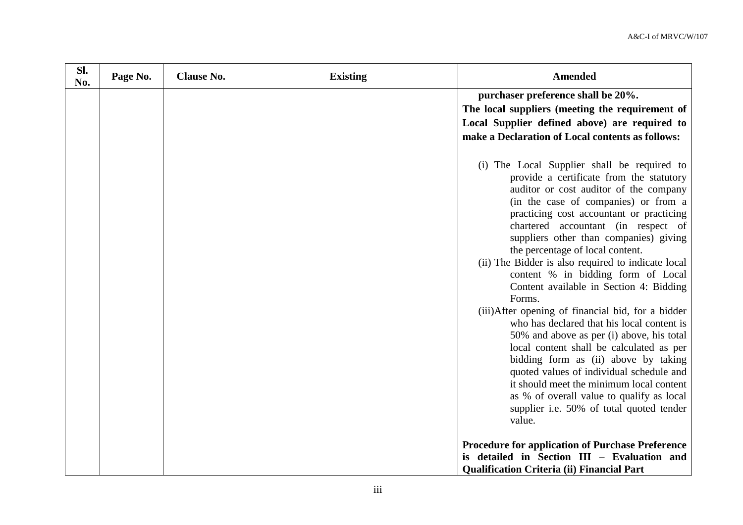| Sl. No. | Page No. | Clause No. | Existing | Amended |
|---|---|---|---|---|
| | | | | **purchaser preference shall be 20%.**<br>**The local suppliers (meeting the requirement of Local Supplier defined above) are required to make a Declaration of Local contents as follows:**<br><br>(i) The Local Supplier shall be required to provide a certificate from the statutory auditor or cost auditor of the company (in the case of companies) or from a practicing cost accountant or practicing chartered accountant (in respect of suppliers other than companies) giving the percentage of local content.<br>(ii) The Bidder is also required to indicate local content % in bidding form of Local Content available in Section 4: Bidding Forms.<br>(iii)After opening of financial bid, for a bidder who has declared that his local content is 50% and above as per (i) above, his total local content shall be calculated as per bidding form as (ii) above by taking quoted values of individual schedule and it should meet the minimum local content as % of overall value to qualify as local supplier i.e. 50% of total quoted tender value.<br><br>**Procedure for application of Purchase Preference is detailed in Section III – Evaluation and Qualification Criteria (ii) Financial Part** |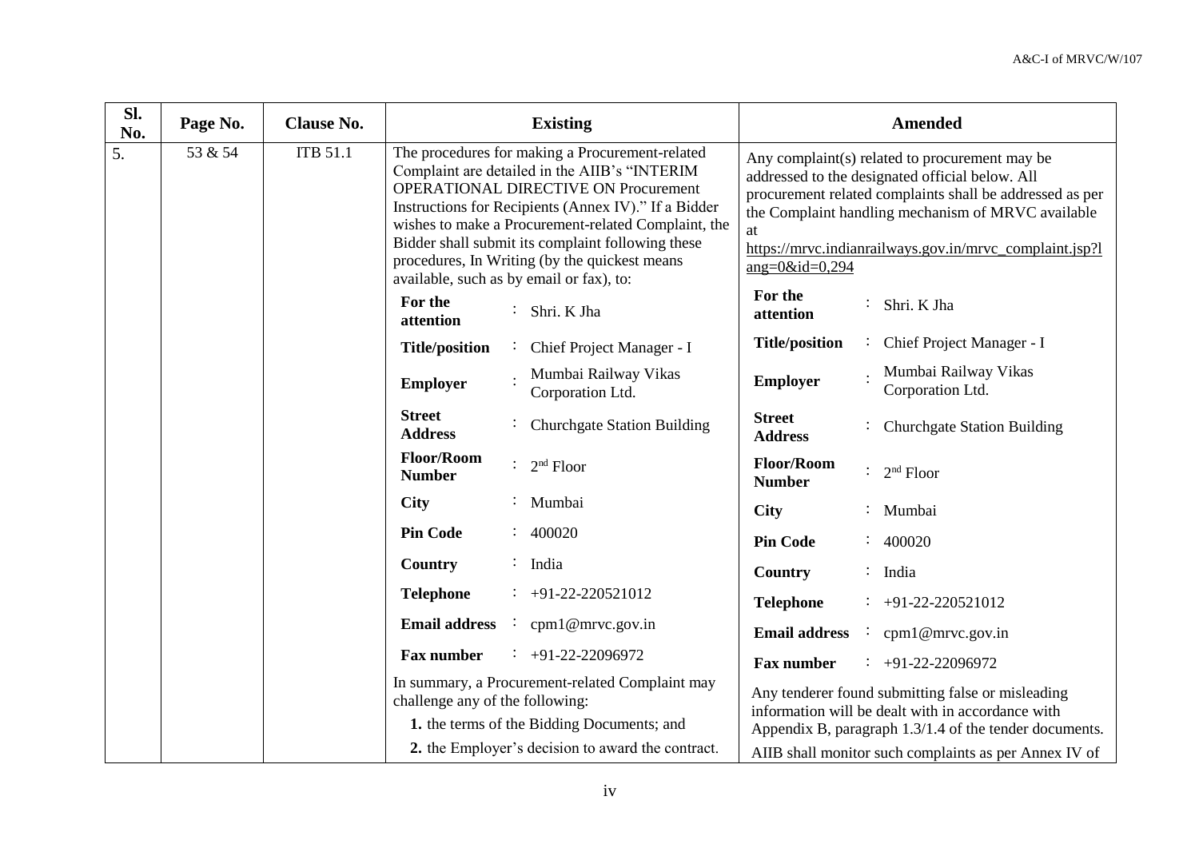| Sl. No. | Page No. | Clause No. | Existing | Amended |
|---|---|---|---|---|
| 5. | 53 & 54 | ITB 51.1 | The procedures for making a Procurement-related Complaint are detailed in the AIIB's "INTERIM OPERATIONAL DIRECTIVE ON Procurement Instructions for Recipients (Annex IV)." If a Bidder wishes to make a Procurement-related Complaint, the Bidder shall submit its complaint following these procedures, In Writing (by the quickest means available, such as by email or fax), to:<br>**For the attention** : Shri. K Jha<br>**Title/position** : Chief Project Manager - I<br>**Employer** : Mumbai Railway Vikas Corporation Ltd.<br>**Street Address** : Churchgate Station Building<br>**Floor/Room Number** : 2nd Floor<br>**City** : Mumbai<br>**Pin Code** : 400020<br>**Country** : India<br>**Telephone** : +91-22-220521012<br>**Email address** : cpm1@mrvc.gov.in<br>**Fax number** : +91-22-22096972<br>In summary, a Procurement-related Complaint may challenge any of the following:<br>**1.** the terms of the Bidding Documents; and<br>**2.** the Employer's decision to award the contract. | Any complaint(s) related to procurement may be addressed to the designated official below. All procurement related complaints shall be addressed as per the Complaint handling mechanism of MRVC available at https://mrvc.indianrailways.gov.in/mrvc_complaint.jsp?lang=0&id=0,294<br>**For the attention** : Shri. K Jha<br>**Title/position** : Chief Project Manager - I<br>**Employer** : Mumbai Railway Vikas Corporation Ltd.<br>**Street Address** : Churchgate Station Building<br>**Floor/Room Number** : 2nd Floor<br>**City** : Mumbai<br>**Pin Code** : 400020<br>**Country** : India<br>**Telephone** : +91-22-220521012<br>**Email address** : cpm1@mrvc.gov.in<br>**Fax number** : +91-22-22096972<br>Any tenderer found submitting false or misleading information will be dealt with in accordance with Appendix B, paragraph 1.3/1.4 of the tender documents.<br>AIIB shall monitor such complaints as per Annex IV of |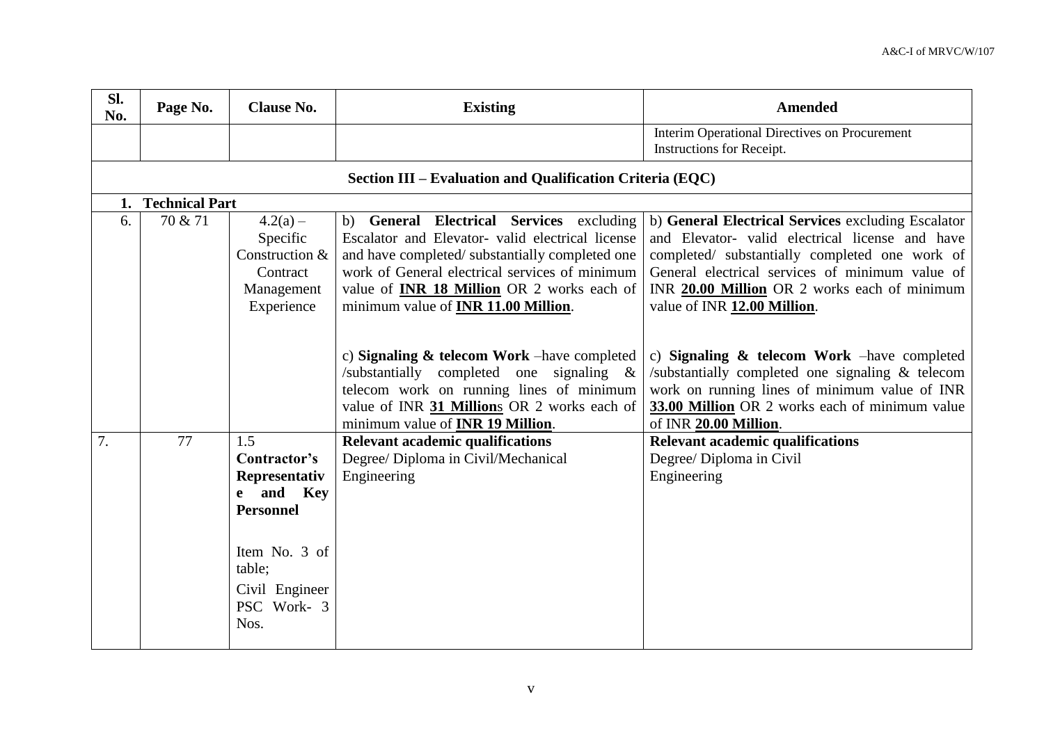| Sl. No. | Page No. | Clause No. | Existing | Amended |
|---|---|---|---|---|
| | | | | Interim Operational Directives on Procurement Instructions for Receipt. |
| **Section III – Evaluation and Qualification Criteria (EQC)** | | | | |
| **1. Technical Part** | | | | |
| 6. | 70 & 71 | 4.2(a) – Specific Construction & Contract Management Experience | b) **General Electrical Services** excluding Escalator and Elevator- valid electrical license and have completed/ substantially completed one work of General electrical services of minimum value of **INR 18 Million** OR 2 works each of minimum value of **INR 11.00 Million**.<br><br>c) **Signaling & telecom Work** –have completed /substantially completed one signaling & telecom work on running lines of minimum value of INR **31 Million**s OR 2 works each of minimum value of **INR 19 Million**. | b) **General Electrical Services** excluding Escalator and Elevator- valid electrical license and have completed/ substantially completed one work of General electrical services of minimum value of INR **20.00 Million** OR 2 works each of minimum value of INR **12.00 Million**.<br><br>c) **Signaling & telecom Work** –have completed /substantially completed one signaling & telecom work on running lines of minimum value of INR **33.00 Million** OR 2 works each of minimum value of INR **20.00 Million**. |
| 7. | 77 | 1.5 **Contractor's Representative and Key Personnel**<br><br>Item No. 3 of table;<br>Civil Engineer PSC Work- 3 Nos. | **Relevant academic qualifications**<br>Degree/ Diploma in Civil/Mechanical Engineering | **Relevant academic qualifications**<br>Degree/ Diploma in Civil Engineering |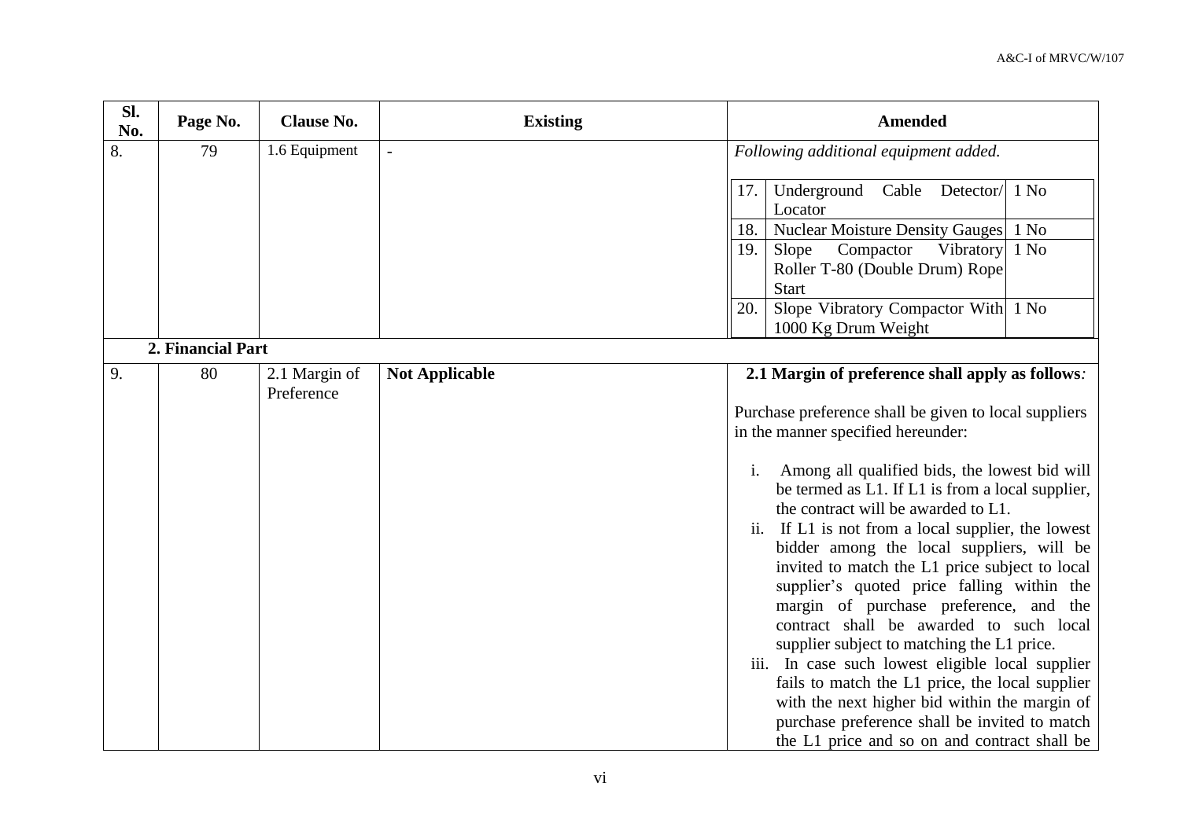| Sl. No. | Page No. | Clause No. | Existing | Amended |
|---|---|---|---|---|
| 8. | 79 | 1.6 Equipment | - | *Following additional equipment added.*<br><br>17. Underground Cable Detector/ Locator — 1 No<br>18. Nuclear Moisture Density Gauges — 1 No<br>19. Slope Compactor Vibratory Roller T-80 (Double Drum) Rope Start — 1 No<br>20. Slope Vibratory Compactor With 1000 Kg Drum Weight — 1 No |
| | **2. Financial Part** | | | |
| 9. | 80 | 2.1 Margin of Preference | **Not Applicable** | **2.1 Margin of preference shall apply as follows***:*<br><br>Purchase preference shall be given to local suppliers in the manner specified hereunder:<br><br>i. Among all qualified bids, the lowest bid will be termed as L1. If L1 is from a local supplier, the contract will be awarded to L1.<br>ii. If L1 is not from a local supplier, the lowest bidder among the local suppliers, will be invited to match the L1 price subject to local supplier's quoted price falling within the margin of purchase preference, and the contract shall be awarded to such local supplier subject to matching the L1 price.<br>iii. In case such lowest eligible local supplier fails to match the L1 price, the local supplier with the next higher bid within the margin of purchase preference shall be invited to match the L1 price and so on and contract shall be |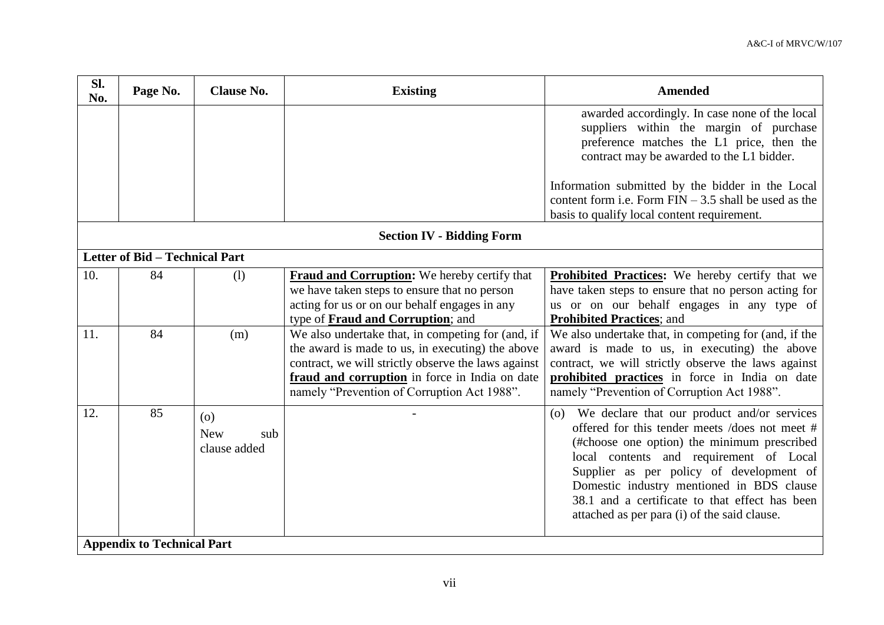| Sl. No. | Page No. | Clause No. | Existing | Amended |
|---|---|---|---|---|
| | | | | awarded accordingly. In case none of the local suppliers within the margin of purchase preference matches the L1 price, then the contract may be awarded to the L1 bidder.<br><br>Information submitted by the bidder in the Local content form i.e. Form FIN – 3.5 shall be used as the basis to qualify local content requirement. |
| **Section IV - Bidding Form** | | | | |
| **Letter of Bid – Technical Part** | | | | |
| 10. | 84 | (l) | **Fraud and Corruption:** We hereby certify that we have taken steps to ensure that no person acting for us or on our behalf engages in any type of **Fraud and Corruption**; and | **Prohibited Practices:** We hereby certify that we have taken steps to ensure that no person acting for us or on our behalf engages in any type of **Prohibited Practices**; and |
| 11. | 84 | (m) | We also undertake that, in competing for (and, if the award is made to us, in executing) the above contract, we will strictly observe the laws against **fraud and corruption** in force in India on date namely "Prevention of Corruption Act 1988". | We also undertake that, in competing for (and, if the award is made to us, in executing) the above contract, we will strictly observe the laws against **prohibited practices** in force in India on date namely "Prevention of Corruption Act 1988". |
| 12. | 85 | (o)<br>New sub clause added | - | (o) We declare that our product and/or services offered for this tender meets /does not meet # (#choose one option) the minimum prescribed local contents and requirement of Local Supplier as per policy of development of Domestic industry mentioned in BDS clause 38.1 and a certificate to that effect has been attached as per para (i) of the said clause. |
| **Appendix to Technical Part** | | | | |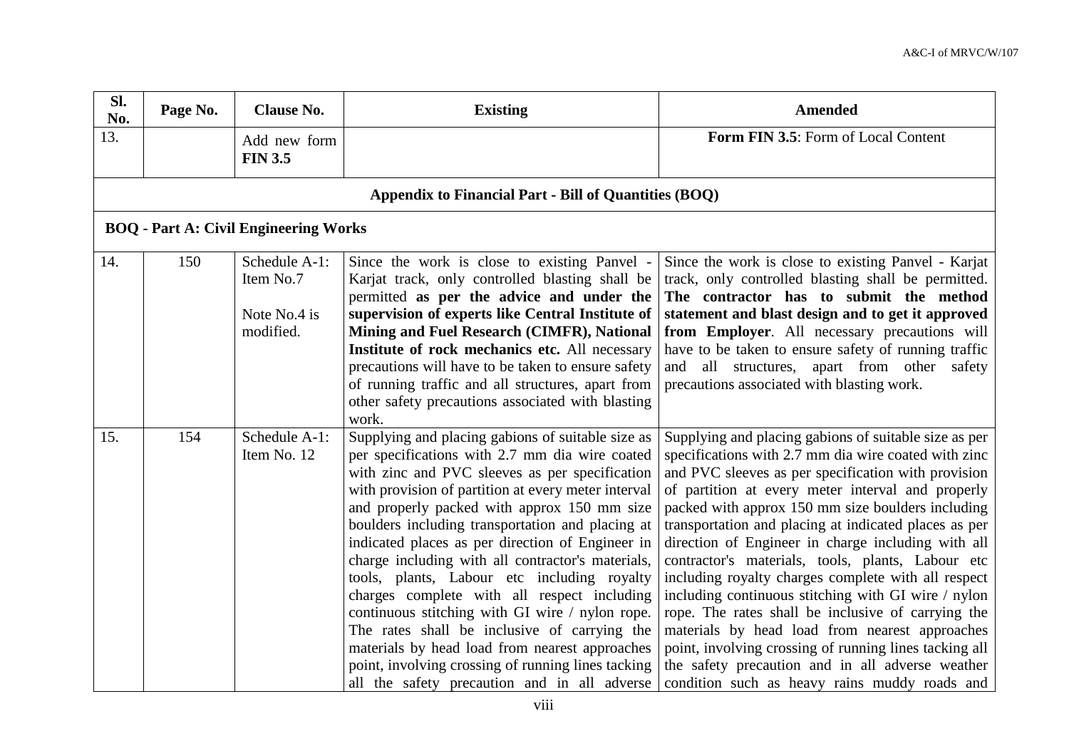| Sl. No. | Page No. | Clause No. | Existing | Amended |
|---|---|---|---|---|
| 13. | | Add new form **FIN 3.5** | | **Form FIN 3.5**: Form of Local Content |
| **Appendix to Financial Part - Bill of Quantities (BOQ)** | | | | |
| **BOQ - Part A: Civil Engineering Works** | | | | |
| 14. | 150 | Schedule A-1: Item No.7 Note No.4 is modified. | Since the work is close to existing Panvel - Karjat track, only controlled blasting shall be permitted **as per the advice and under the supervision of experts like Central Institute of Mining and Fuel Research (CIMFR), National Institute of rock mechanics etc.** All necessary precautions will have to be taken to ensure safety of running traffic and all structures, apart from other safety precautions associated with blasting work. | Since the work is close to existing Panvel - Karjat track, only controlled blasting shall be permitted. **The contractor has to submit the method statement and blast design and to get it approved from Employer**. All necessary precautions will have to be taken to ensure safety of running traffic and all structures, apart from other safety precautions associated with blasting work. |
| 15. | 154 | Schedule A-1: Item No. 12 | Supplying and placing gabions of suitable size as per specifications with 2.7 mm dia wire coated with zinc and PVC sleeves as per specification with provision of partition at every meter interval and properly packed with approx 150 mm size boulders including transportation and placing at indicated places as per direction of Engineer in charge including with all contractor's materials, tools, plants, Labour etc including royalty charges complete with all respect including continuous stitching with GI wire / nylon rope. The rates shall be inclusive of carrying the materials by head load from nearest approaches point, involving crossing of running lines tacking all the safety precaution and in all adverse | Supplying and placing gabions of suitable size as per specifications with 2.7 mm dia wire coated with zinc and PVC sleeves as per specification with provision of partition at every meter interval and properly packed with approx 150 mm size boulders including transportation and placing at indicated places as per direction of Engineer in charge including with all contractor's materials, tools, plants, Labour etc including royalty charges complete with all respect including continuous stitching with GI wire / nylon rope. The rates shall be inclusive of carrying the materials by head load from nearest approaches point, involving crossing of running lines tacking all the safety precaution and in all adverse weather condition such as heavy rains muddy roads and |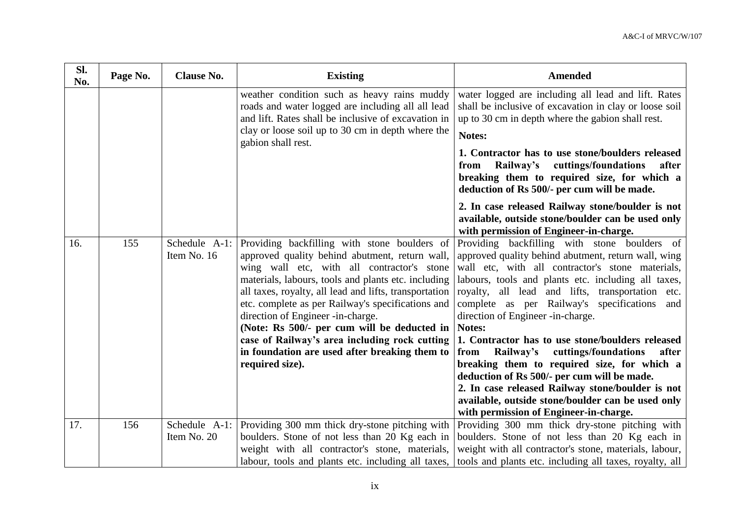| Sl. No. | Page No. | Clause No. | Existing | Amended |
|---|---|---|---|---|
| | | | weather condition such as heavy rains muddy roads and water logged are including all all lead and lift. Rates shall be inclusive of excavation in clay or loose soil up to 30 cm in depth where the gabion shall rest. | water logged are including all lead and lift. Rates shall be inclusive of excavation in clay or loose soil up to 30 cm in depth where the gabion shall rest.<br>**Notes:**<br>**1. Contractor has to use stone/boulders released from Railway's cuttings/foundations after breaking them to required size, for which a deduction of Rs 500/- per cum will be made.**<br>**2. In case released Railway stone/boulder is not available, outside stone/boulder can be used only with permission of Engineer-in-charge.** |
| 16. | 155 | Schedule A-1: Item No. 16 | Providing backfilling with stone boulders of approved quality behind abutment, return wall, wing wall etc, with all contractor's stone materials, labours, tools and plants etc. including all taxes, royalty, all lead and lifts, transportation etc. complete as per Railway's specifications and direction of Engineer -in-charge.<br>**(Note: Rs 500/- per cum will be deducted in case of Railway's area including rock cutting in foundation are used after breaking them to required size).** | Providing backfilling with stone boulders of approved quality behind abutment, return wall, wing wall etc, with all contractor's stone materials, labours, tools and plants etc. including all taxes, royalty, all lead and lifts, transportation etc. complete as per Railway's specifications and direction of Engineer -in-charge.<br>**Notes:**<br>**1. Contractor has to use stone/boulders released from Railway's cuttings/foundations after breaking them to required size, for which a deduction of Rs 500/- per cum will be made.**<br>**2. In case released Railway stone/boulder is not available, outside stone/boulder can be used only with permission of Engineer-in-charge.** |
| 17. | 156 | Schedule A-1: Item No. 20 | Providing 300 mm thick dry-stone pitching with boulders. Stone of not less than 20 Kg each in weight with all contractor's stone, materials, labour, tools and plants etc. including all taxes, | Providing 300 mm thick dry-stone pitching with boulders. Stone of not less than 20 Kg each in weight with all contractor's stone, materials, labour, tools and plants etc. including all taxes, royalty, all |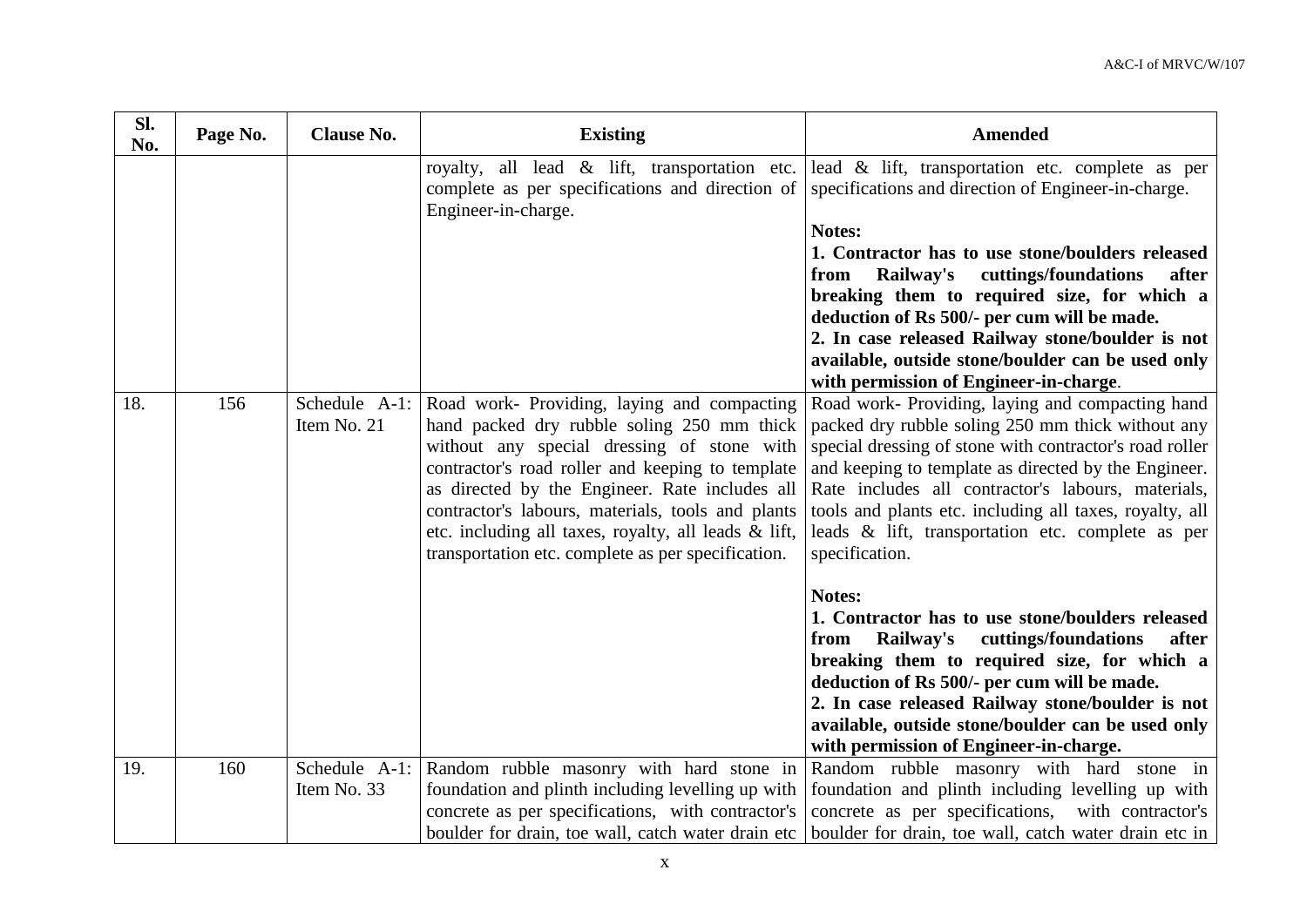| Sl. No. | Page No. | Clause No. | Existing | Amended |
|---|---|---|---|---|
| | | | royalty, all lead & lift, transportation etc. complete as per specifications and direction of Engineer-in-charge. | lead & lift, transportation etc. complete as per specifications and direction of Engineer-in-charge.<br><br>**Notes:**<br>**1. Contractor has to use stone/boulders released from Railway's cuttings/foundations after breaking them to required size, for which a deduction of Rs 500/- per cum will be made.**<br>**2. In case released Railway stone/boulder is not available, outside stone/boulder can be used only with permission of Engineer-in-charge**. |
| 18. | 156 | Schedule A-1: Item No. 21 | Road work- Providing, laying and compacting hand packed dry rubble soling 250 mm thick without any special dressing of stone with contractor's road roller and keeping to template as directed by the Engineer. Rate includes all contractor's labours, materials, tools and plants etc. including all taxes, royalty, all leads & lift, transportation etc. complete as per specification. | Road work- Providing, laying and compacting hand packed dry rubble soling 250 mm thick without any special dressing of stone with contractor's road roller and keeping to template as directed by the Engineer. Rate includes all contractor's labours, materials, tools and plants etc. including all taxes, royalty, all leads & lift, transportation etc. complete as per specification.<br><br>**Notes:**<br>**1. Contractor has to use stone/boulders released from Railway's cuttings/foundations after breaking them to required size, for which a deduction of Rs 500/- per cum will be made.**<br>**2. In case released Railway stone/boulder is not available, outside stone/boulder can be used only with permission of Engineer-in-charge.** |
| 19. | 160 | Schedule A-1: Item No. 33 | Random rubble masonry with hard stone in foundation and plinth including levelling up with concrete as per specifications, with contractor's boulder for drain, toe wall, catch water drain etc | Random rubble masonry with hard stone in foundation and plinth including levelling up with concrete as per specifications, with contractor's boulder for drain, toe wall, catch water drain etc in |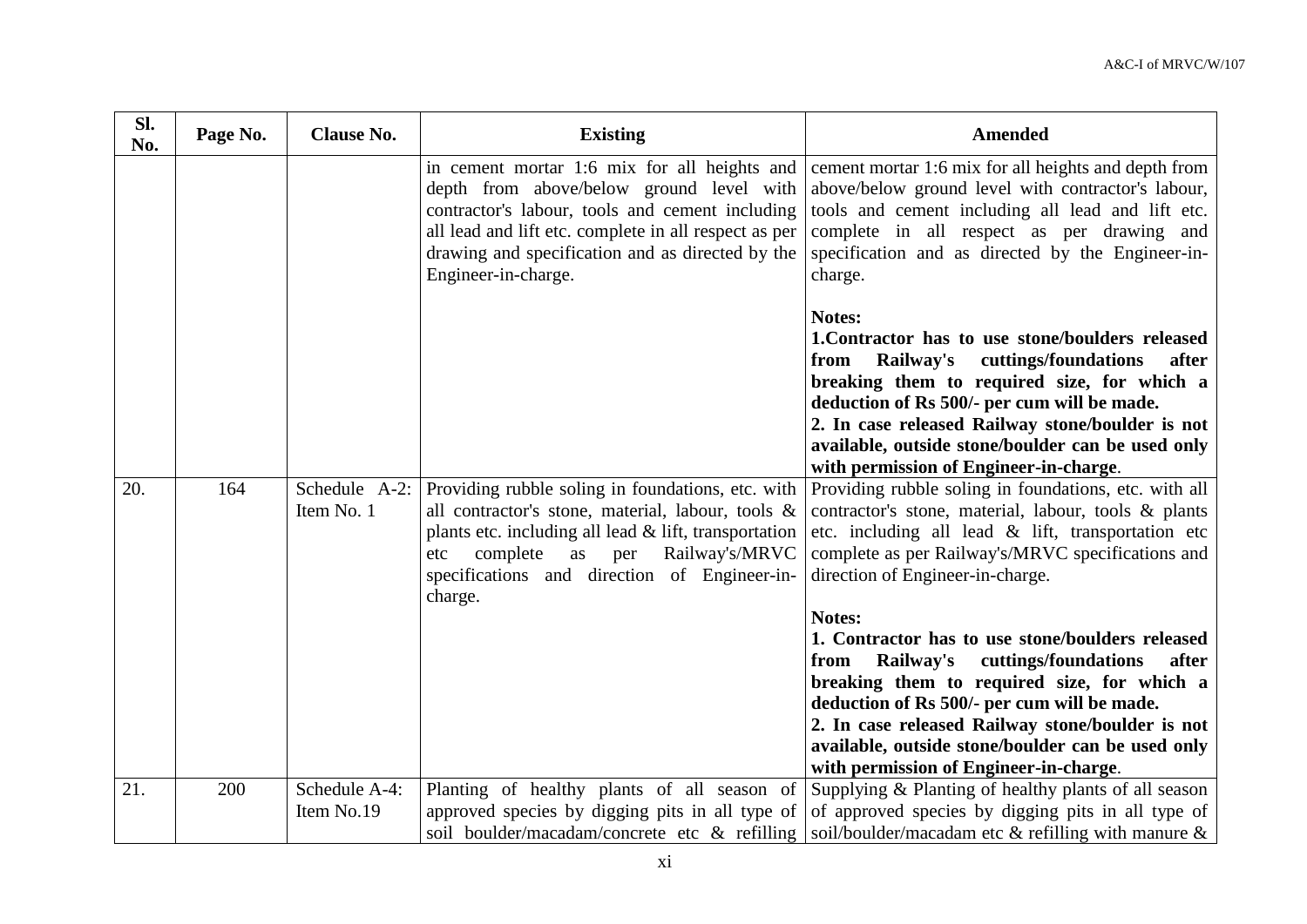| Sl. No. | Page No. | Clause No. | Existing | Amended |
|---|---|---|---|---|
| | | | in cement mortar 1:6 mix for all heights and depth from above/below ground level with contractor's labour, tools and cement including all lead and lift etc. complete in all respect as per drawing and specification and as directed by the Engineer-in-charge. | cement mortar 1:6 mix for all heights and depth from above/below ground level with contractor's labour, tools and cement including all lead and lift etc. complete in all respect as per drawing and specification and as directed by the Engineer-in-charge.<br><br>**Notes:**<br>**1.Contractor has to use stone/boulders released from Railway's cuttings/foundations after breaking them to required size, for which a deduction of Rs 500/- per cum will be made.**<br>**2. In case released Railway stone/boulder is not available, outside stone/boulder can be used only with permission of Engineer-in-charge**. |
| 20. | 164 | Schedule A-2: Item No. 1 | Providing rubble soling in foundations, etc. with all contractor's stone, material, labour, tools & plants etc. including all lead & lift, transportation etc complete as per Railway's/MRVC specifications and direction of Engineer-in-charge. | Providing rubble soling in foundations, etc. with all contractor's stone, material, labour, tools & plants etc. including all lead & lift, transportation etc complete as per Railway's/MRVC specifications and direction of Engineer-in-charge.<br><br>**Notes:**<br>**1. Contractor has to use stone/boulders released from Railway's cuttings/foundations after breaking them to required size, for which a deduction of Rs 500/- per cum will be made.**<br>**2. In case released Railway stone/boulder is not available, outside stone/boulder can be used only with permission of Engineer-in-charge**. |
| 21. | 200 | Schedule A-4: Item No.19 | Planting of healthy plants of all season of approved species by digging pits in all type of soil boulder/macadam/concrete etc & refilling | Supplying & Planting of healthy plants of all season of approved species by digging pits in all type of soil/boulder/macadam etc & refilling with manure & |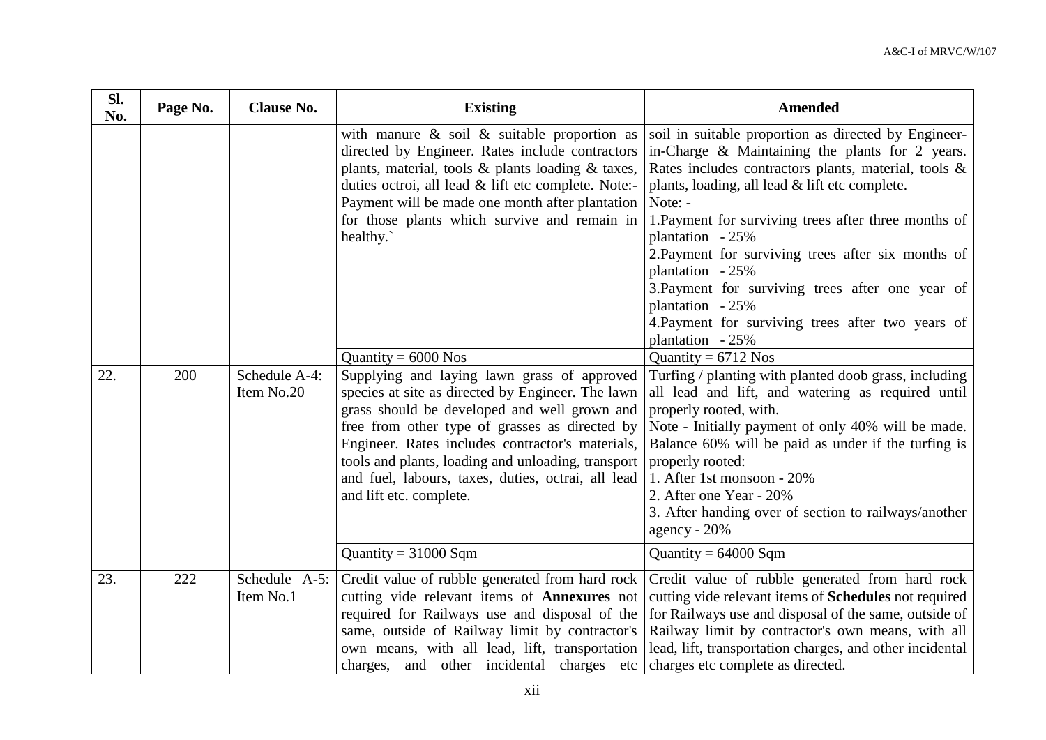| Sl. No. | Page No. | Clause No. | Existing | Amended |
|---|---|---|---|---|
| | | | with manure & soil & suitable proportion as directed by Engineer. Rates include contractors plants, material, tools & plants loading & taxes, duties octroi, all lead & lift etc complete. Note:- Payment will be made one month after plantation for those plants which survive and remain in healthy.` | soil in suitable proportion as directed by Engineer-in-Charge & Maintaining the plants for 2 years. Rates includes contractors plants, material, tools & plants, loading, all lead & lift etc complete.<br>Note: -<br>1.Payment for surviving trees after three months of plantation - 25%<br>2.Payment for surviving trees after six months of plantation - 25%<br>3.Payment for surviving trees after one year of plantation - 25%<br>4.Payment for surviving trees after two years of plantation - 25% |
| | | | Quantity = 6000 Nos | Quantity = 6712 Nos |
| 22. | 200 | Schedule A-4: Item No.20 | Supplying and laying lawn grass of approved species at site as directed by Engineer. The lawn grass should be developed and well grown and free from other type of grasses as directed by Engineer. Rates includes contractor's materials, tools and plants, loading and unloading, transport and fuel, labours, taxes, duties, octrai, all lead and lift etc. complete. | Turfing / planting with planted doob grass, including all lead and lift, and watering as required until properly rooted, with.<br>Note - Initially payment of only 40% will be made. Balance 60% will be paid as under if the turfing is properly rooted:<br>1. After 1st monsoon - 20%<br>2. After one Year - 20%<br>3. After handing over of section to railways/another agency - 20% |
| | | | Quantity = 31000 Sqm | Quantity = 64000 Sqm |
| 23. | 222 | Schedule A-5: Item No.1 | Credit value of rubble generated from hard rock cutting vide relevant items of **Annexures** not required for Railways use and disposal of the same, outside of Railway limit by contractor's own means, with all lead, lift, transportation charges, and other incidental charges etc | Credit value of rubble generated from hard rock cutting vide relevant items of **Schedules** not required for Railways use and disposal of the same, outside of Railway limit by contractor's own means, with all lead, lift, transportation charges, and other incidental charges etc complete as directed. |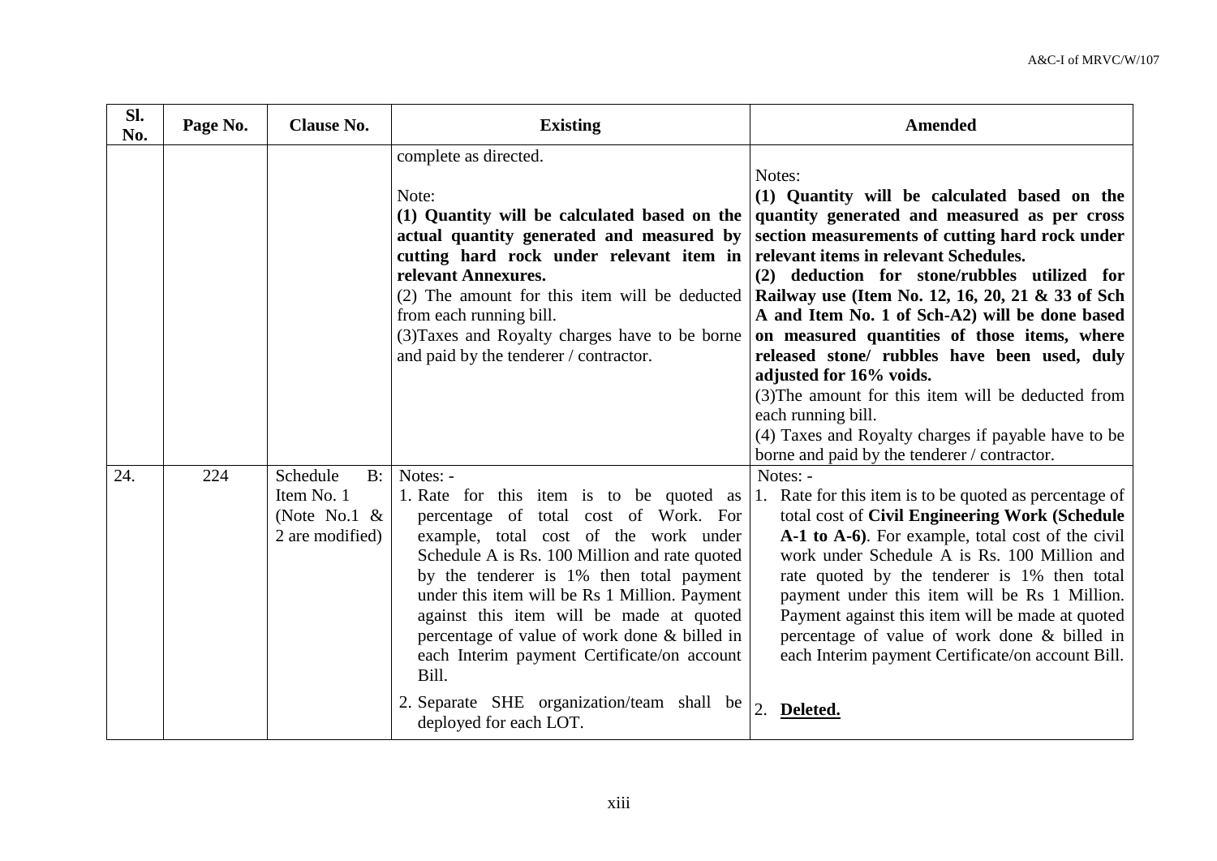| Sl. No. | Page No. | Clause No. | Existing | Amended |
|---|---|---|---|---|
| | | | complete as directed.<br><br>Note:<br>**(1) Quantity will be calculated based on the actual quantity generated and measured by cutting hard rock under relevant item in relevant Annexures.**<br>(2) The amount for this item will be deducted from each running bill.<br>(3)Taxes and Royalty charges have to be borne and paid by the tenderer / contractor. | Notes:<br>**(1) Quantity will be calculated based on the quantity generated and measured as per cross section measurements of cutting hard rock under relevant items in relevant Schedules.**<br>**(2) deduction for stone/rubbles utilized for Railway use (Item No. 12, 16, 20, 21 & 33 of Sch A and Item No. 1 of Sch-A2) will be done based on measured quantities of those items, where released stone/ rubbles have been used, duly adjusted for 16% voids.**<br>(3)The amount for this item will be deducted from each running bill.<br>(4) Taxes and Royalty charges if payable have to be borne and paid by the tenderer / contractor. |
| 24. | 224 | Schedule B: Item No. 1 (Note No.1 & 2 are modified) | Notes: -<br>1. Rate for this item is to be quoted as percentage of total cost of Work. For example, total cost of the work under Schedule A is Rs. 100 Million and rate quoted by the tenderer is 1% then total payment under this item will be Rs 1 Million. Payment against this item will be made at quoted percentage of value of work done & billed in each Interim payment Certificate/on account Bill.<br>2. Separate SHE organization/team shall be deployed for each LOT. | Notes: -<br>1. Rate for this item is to be quoted as percentage of total cost of **Civil Engineering Work (Schedule A-1 to A-6)**. For example, total cost of the civil work under Schedule A is Rs. 100 Million and rate quoted by the tenderer is 1% then total payment under this item will be Rs 1 Million. Payment against this item will be made at quoted percentage of value of work done & billed in each Interim payment Certificate/on account Bill.<br>2. **Deleted.** |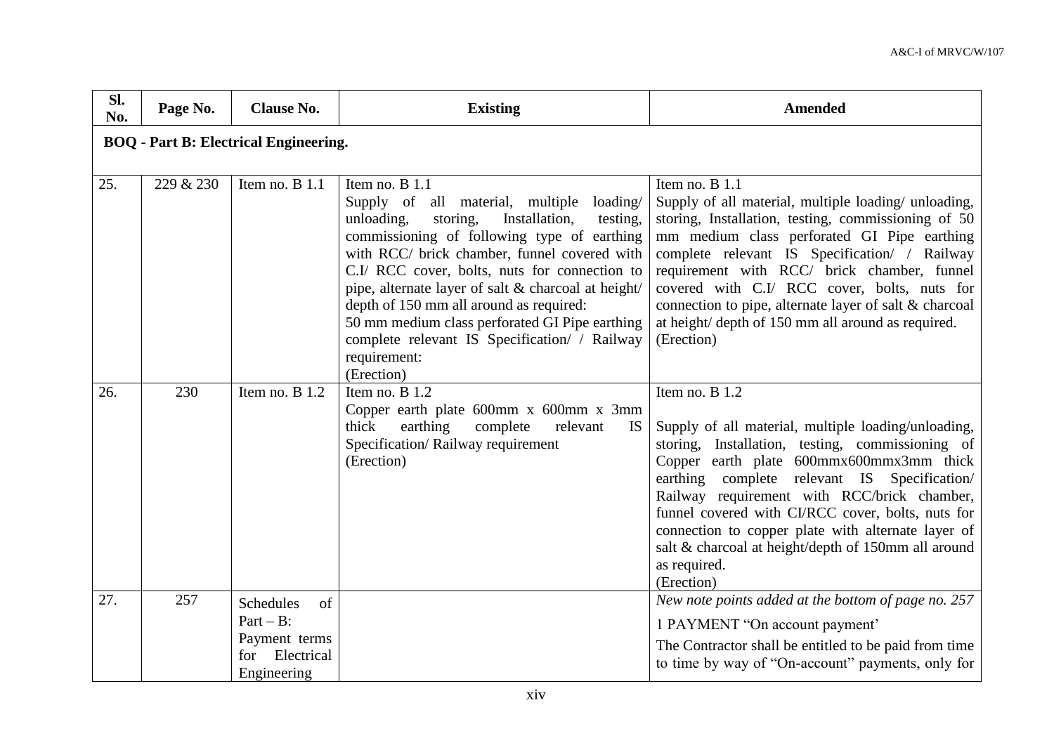| Sl. No. | Page No. | Clause No. | Existing | Amended |
|---|---|---|---|---|
| **BOQ - Part B: Electrical Engineering.** | | | | |
| 25. | 229 & 230 | Item no. B 1.1 | Item no. B 1.1<br>Supply of all material, multiple loading/ unloading, storing, Installation, testing, commissioning of following type of earthing with RCC/ brick chamber, funnel covered with C.I/ RCC cover, bolts, nuts for connection to pipe, alternate layer of salt & charcoal at height/ depth of 150 mm all around as required:<br>50 mm medium class perforated GI Pipe earthing complete relevant IS Specification/ / Railway requirement:<br>(Erection) | Item no. B 1.1<br>Supply of all material, multiple loading/ unloading, storing, Installation, testing, commissioning of 50 mm medium class perforated GI Pipe earthing complete relevant IS Specification/ / Railway requirement with RCC/ brick chamber, funnel covered with C.I/ RCC cover, bolts, nuts for connection to pipe, alternate layer of salt & charcoal at height/ depth of 150 mm all around as required.<br>(Erection) |
| 26. | 230 | Item no. B 1.2 | Item no. B 1.2<br>Copper earth plate 600mm x 600mm x 3mm thick earthing complete relevant IS Specification/ Railway requirement<br>(Erection) | Item no. B 1.2<br><br>Supply of all material, multiple loading/unloading, storing, Installation, testing, commissioning of Copper earth plate 600mmx600mmx3mm thick earthing complete relevant IS Specification/ Railway requirement with RCC/brick chamber, funnel covered with CI/RCC cover, bolts, nuts for connection to copper plate with alternate layer of salt & charcoal at height/depth of 150mm all around as required.<br>(Erection) |
| 27. | 257 | Schedules of Part – B: Payment terms for Electrical Engineering | | *New note points added at the bottom of page no. 257*<br>1 PAYMENT "On account payment'<br>The Contractor shall be entitled to be paid from time to time by way of "On-account" payments, only for |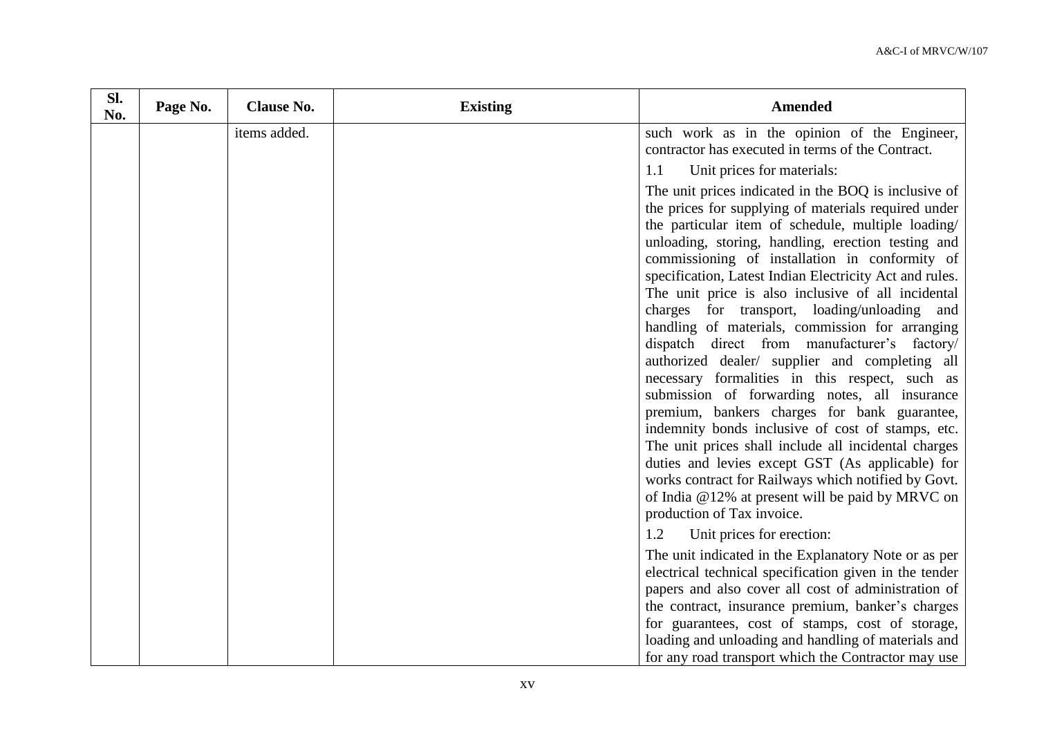| Sl. No. | Page No. | Clause No. | Existing | Amended |
| --- | --- | --- | --- | --- |
| | | items added. | | such work as in the opinion of the Engineer, contractor has executed in terms of the Contract.<br><br>1.1 Unit prices for materials:<br><br>The unit prices indicated in the BOQ is inclusive of the prices for supplying of materials required under the particular item of schedule, multiple loading/ unloading, storing, handling, erection testing and commissioning of installation in conformity of specification, Latest Indian Electricity Act and rules. The unit price is also inclusive of all incidental charges for transport, loading/unloading and handling of materials, commission for arranging dispatch direct from manufacturer's factory/ authorized dealer/ supplier and completing all necessary formalities in this respect, such as submission of forwarding notes, all insurance premium, bankers charges for bank guarantee, indemnity bonds inclusive of cost of stamps, etc. The unit prices shall include all incidental charges duties and levies except GST (As applicable) for works contract for Railways which notified by Govt. of India @12% at present will be paid by MRVC on production of Tax invoice.<br><br>1.2 Unit prices for erection:<br><br>The unit indicated in the Explanatory Note or as per electrical technical specification given in the tender papers and also cover all cost of administration of the contract, insurance premium, banker's charges for guarantees, cost of stamps, cost of storage, loading and unloading and handling of materials and for any road transport which the Contractor may use |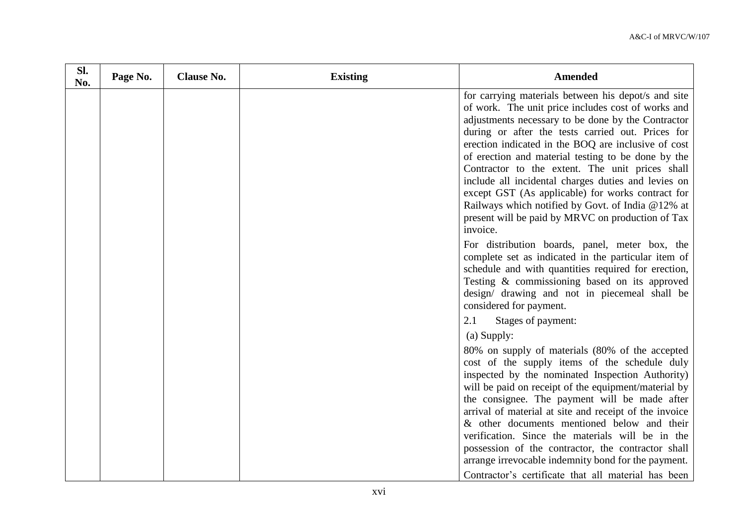| Sl. No. | Page No. | Clause No. | Existing | Amended |
|---|---|---|---|---|
| | | | | for carrying materials between his depot/s and site of work. The unit price includes cost of works and adjustments necessary to be done by the Contractor during or after the tests carried out. Prices for erection indicated in the BOQ are inclusive of cost of erection and material testing to be done by the Contractor to the extent. The unit prices shall include all incidental charges duties and levies on except GST (As applicable) for works contract for Railways which notified by Govt. of India @12% at present will be paid by MRVC on production of Tax invoice.<br><br>For distribution boards, panel, meter box, the complete set as indicated in the particular item of schedule and with quantities required for erection, Testing & commissioning based on its approved design/ drawing and not in piecemeal shall be considered for payment.<br><br>2.1 Stages of payment:<br><br>(a) Supply:<br><br>80% on supply of materials (80% of the accepted cost of the supply items of the schedule duly inspected by the nominated Inspection Authority) will be paid on receipt of the equipment/material by the consignee. The payment will be made after arrival of material at site and receipt of the invoice & other documents mentioned below and their verification. Since the materials will be in the possession of the contractor, the contractor shall arrange irrevocable indemnity bond for the payment.<br><br>Contractor's certificate that all material has been |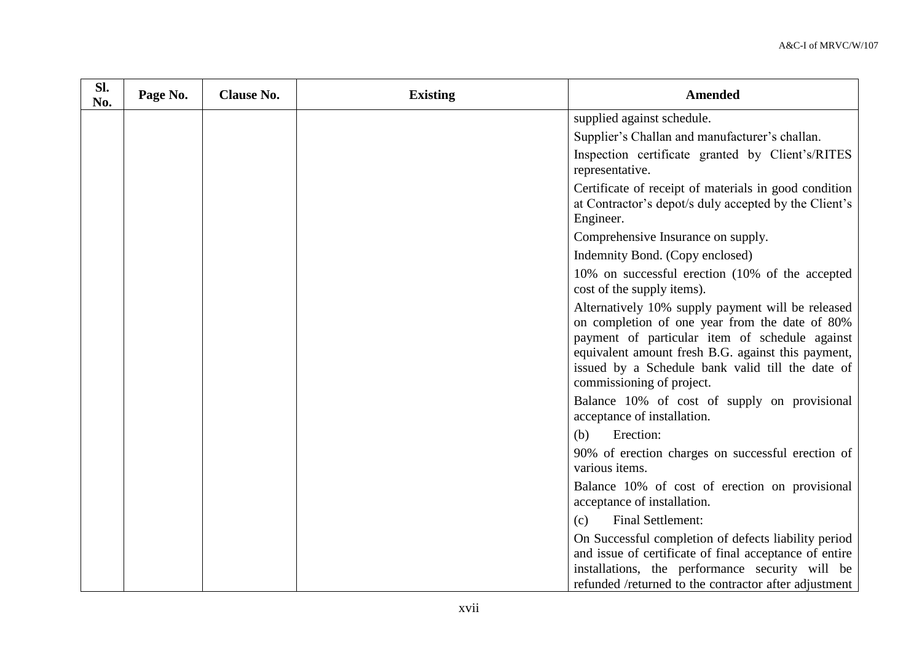| Sl. No. | Page No. | Clause No. | Existing | Amended |
|---|---|---|---|---|
| | | | | supplied against schedule.<br>Supplier's Challan and manufacturer's challan.<br>Inspection certificate granted by Client's/RITES representative.<br>Certificate of receipt of materials in good condition at Contractor's depot/s duly accepted by the Client's Engineer.<br>Comprehensive Insurance on supply.<br>Indemnity Bond. (Copy enclosed)<br>10% on successful erection (10% of the accepted cost of the supply items).<br>Alternatively 10% supply payment will be released on completion of one year from the date of 80% payment of particular item of schedule against equivalent amount fresh B.G. against this payment, issued by a Schedule bank valid till the date of commissioning of project.<br>Balance 10% of cost of supply on provisional acceptance of installation.<br>(b) Erection:<br>90% of erection charges on successful erection of various items.<br>Balance 10% of cost of erection on provisional acceptance of installation.<br>(c) Final Settlement:<br>On Successful completion of defects liability period and issue of certificate of final acceptance of entire installations, the performance security will be refunded /returned to the contractor after adjustment |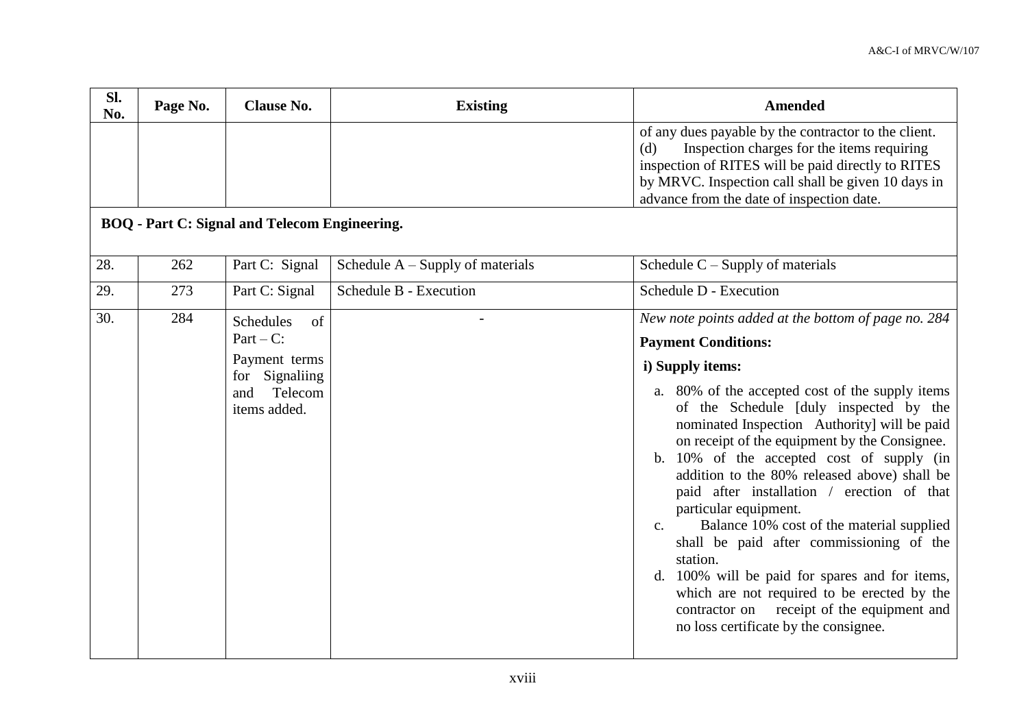| Sl. No. | Page No. | Clause No. | Existing | Amended |
|---|---|---|---|---|
| | | | | of any dues payable by the contractor to the client.<br>(d) Inspection charges for the items requiring inspection of RITES will be paid directly to RITES by MRVC. Inspection call shall be given 10 days in advance from the date of inspection date. |
| **BOQ - Part C: Signal and Telecom Engineering.** | | | | |
| 28. | 262 | Part C: Signal | Schedule A – Supply of materials | Schedule C – Supply of materials |
| 29. | 273 | Part C: Signal | Schedule B - Execution | Schedule D - Execution |
| 30. | 284 | Schedules of Part – C:<br>Payment terms for Signaliing and Telecom items added. | - | *New note points added at the bottom of page no. 284*<br>**Payment Conditions:**<br>**i) Supply items:**<br>a. 80% of the accepted cost of the supply items of the Schedule [duly inspected by the nominated Inspection Authority] will be paid on receipt of the equipment by the Consignee.<br>b. 10% of the accepted cost of supply (in addition to the 80% released above) shall be paid after installation / erection of that particular equipment.<br>c. Balance 10% cost of the material supplied shall be paid after commissioning of the station.<br>d. 100% will be paid for spares and for items, which are not required to be erected by the contractor on receipt of the equipment and no loss certificate by the consignee. |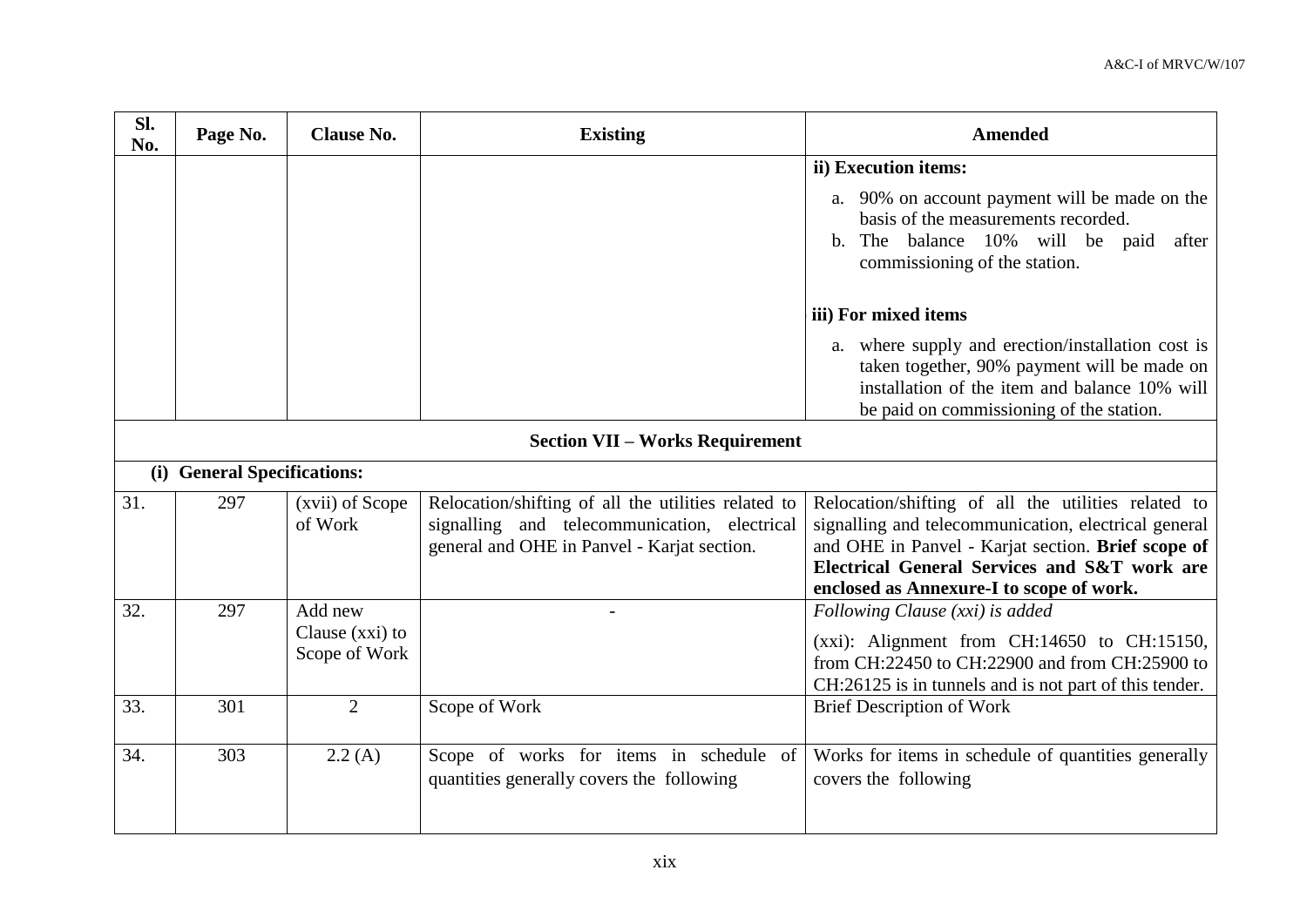| Sl. No. | Page No. | Clause No. | Existing | Amended |
|---|---|---|---|---|
| | | | | **ii) Execution items:**<br>a. 90% on account payment will be made on the basis of the measurements recorded.<br>b. The balance 10% will be paid after commissioning of the station.<br><br>**iii) For mixed items**<br>a. where supply and erection/installation cost is taken together, 90% payment will be made on installation of the item and balance 10% will be paid on commissioning of the station. |
| **Section VII – Works Requirement** | | | | |
| **(i) General Specifications:** | | | | |
| 31. | 297 | (xvii) of Scope of Work | Relocation/shifting of all the utilities related to signalling and telecommunication, electrical general and OHE in Panvel - Karjat section. | Relocation/shifting of all the utilities related to signalling and telecommunication, electrical general and OHE in Panvel - Karjat section. **Brief scope of Electrical General Services and S&T work are enclosed as Annexure-I to scope of work.** |
| 32. | 297 | Add new Clause (xxi) to Scope of Work | - | *Following Clause (xxi) is added*<br>(xxi): Alignment from CH:14650 to CH:15150, from CH:22450 to CH:22900 and from CH:25900 to CH:26125 is in tunnels and is not part of this tender. |
| 33. | 301 | 2 | Scope of Work | Brief Description of Work |
| 34. | 303 | 2.2 (A) | Scope of works for items in schedule of quantities generally covers the following | Works for items in schedule of quantities generally covers the following |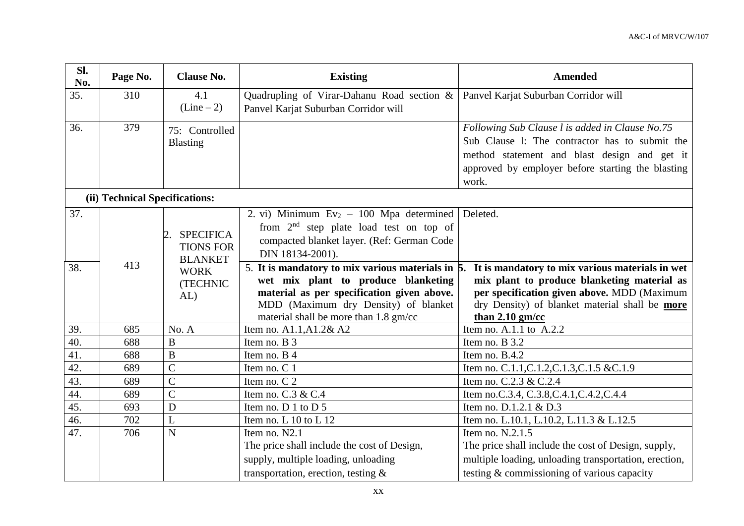| Sl. No. | Page No. | Clause No. | Existing | Amended |
|---|---|---|---|---|
| 35. | 310 | 4.1 (Line – 2) | Quadrupling of Virar-Dahanu Road section & Panvel Karjat Suburban Corridor will | Panvel Karjat Suburban Corridor will |
| 36. | 379 | 75: Controlled Blasting | | *Following Sub Clause l is added in Clause No.75* Sub Clause l: The contractor has to submit the method statement and blast design and get it approved by employer before starting the blasting work. |
| **(ii) Technical Specifications:** | | | | |
| 37. | 413 | 2. SPECIFICATIONS FOR BLANKET WORK (TECHNICAL) | 2. vi) Minimum $Ev_2$ – 100 Mpa determined from 2[nd] step plate load test on top of compacted blanket layer. (Ref: German Code DIN 18134-2001). | Deleted. |
| 38. | | | 5. **It is mandatory to mix various materials in wet mix plant to produce blanketing material as per specification given above.** MDD (Maximum dry Density) of blanket material shall be more than 1.8 gm/cc | 5. **It is mandatory to mix various materials in wet mix plant to produce blanketing material as per specification given above.** MDD (Maximum dry Density) of blanket material shall be **more than 2.10 gm/cc** |
| 39. | 685 | No. A | Item no. A1.1,A1.2& A2 | Item no. A.1.1 to A.2.2 |
| 40. | 688 | B | Item no. B 3 | Item no. B 3.2 |
| 41. | 688 | B | Item no. B 4 | Item no. B.4.2 |
| 42. | 689 | C | Item no. C 1 | Item no. C.1.1,C.1.2,C.1.3,C.1.5 &C.1.9 |
| 43. | 689 | C | Item no. C 2 | Item no. C.2.3 & C.2.4 |
| 44. | 689 | C | Item no. C.3 & C.4 | Item no.C.3.4, C.3.8,C.4.1,C.4.2,C.4.4 |
| 45. | 693 | D | Item no. D 1 to D 5 | Item no. D.1.2.1 & D.3 |
| 46. | 702 | L | Item no. L 10 to L 12 | Item no. L.10.1, L.10.2, L.11.3 & L.12.5 |
| 47. | 706 | N | Item no. N2.1 The price shall include the cost of Design, supply, multiple loading, unloading transportation, erection, testing & | Item no. N.2.1.5 The price shall include the cost of Design, supply, multiple loading, unloading transportation, erection, testing & commissioning of various capacity |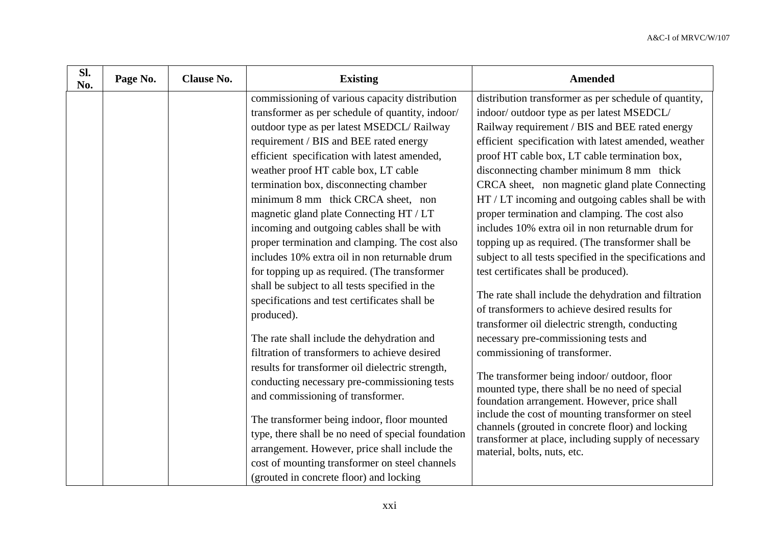| Sl. No. | Page No. | Clause No. | Existing | Amended |
|---|---|---|---|---|
| | | | commissioning of various capacity distribution transformer as per schedule of quantity, indoor/ outdoor type as per latest MSEDCL/ Railway requirement / BIS and BEE rated energy efficient specification with latest amended, weather proof HT cable box, LT cable termination box, disconnecting chamber minimum 8 mm thick CRCA sheet, non magnetic gland plate Connecting HT / LT incoming and outgoing cables shall be with proper termination and clamping. The cost also includes 10% extra oil in non returnable drum for topping up as required. (The transformer shall be subject to all tests specified in the specifications and test certificates shall be produced).<br><br>The rate shall include the dehydration and filtration of transformers to achieve desired results for transformer oil dielectric strength, conducting necessary pre-commissioning tests and commissioning of transformer.<br><br>The transformer being indoor, floor mounted type, there shall be no need of special foundation arrangement. However, price shall include the cost of mounting transformer on steel channels (grouted in concrete floor) and locking | distribution transformer as per schedule of quantity, indoor/ outdoor type as per latest MSEDCL/ Railway requirement / BIS and BEE rated energy efficient specification with latest amended, weather proof HT cable box, LT cable termination box, disconnecting chamber minimum 8 mm thick CRCA sheet, non magnetic gland plate Connecting HT / LT incoming and outgoing cables shall be with proper termination and clamping. The cost also includes 10% extra oil in non returnable drum for topping up as required. (The transformer shall be subject to all tests specified in the specifications and test certificates shall be produced).<br><br>The rate shall include the dehydration and filtration of transformers to achieve desired results for transformer oil dielectric strength, conducting necessary pre-commissioning tests and commissioning of transformer.<br><br>The transformer being indoor/ outdoor, floor mounted type, there shall be no need of special foundation arrangement. However, price shall include the cost of mounting transformer on steel channels (grouted in concrete floor) and locking transformer at place, including supply of necessary material, bolts, nuts, etc. |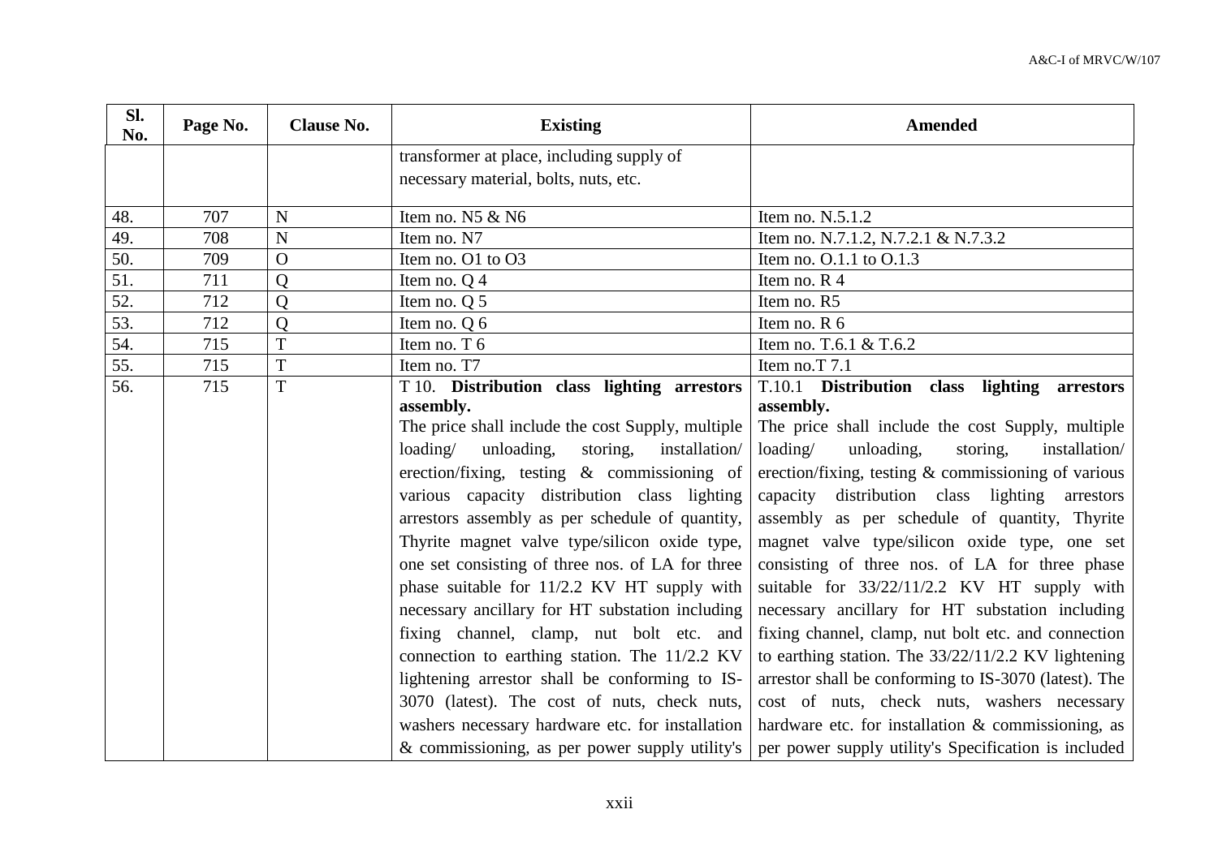| Sl. No. | Page No. | Clause No. | Existing | Amended |
|---|---|---|---|---|
| | | | transformer at place, including supply of necessary material, bolts, nuts, etc. | |
| 48. | 707 | N | Item no. N5 & N6 | Item no. N.5.1.2 |
| 49. | 708 | N | Item no. N7 | Item no. N.7.1.2, N.7.2.1 & N.7.3.2 |
| 50. | 709 | O | Item no. O1 to O3 | Item no. O.1.1 to O.1.3 |
| 51. | 711 | Q | Item no. Q 4 | Item no. R 4 |
| 52. | 712 | Q | Item no. Q 5 | Item no. R5 |
| 53. | 712 | Q | Item no. Q 6 | Item no. R 6 |
| 54. | 715 | T | Item no. T 6 | Item no. T.6.1 & T.6.2 |
| 55. | 715 | T | Item no. T7 | Item no.T 7.1 |
| 56. | 715 | T | T 10. **Distribution class lighting arrestors assembly.** The price shall include the cost Supply, multiple loading/ unloading, storing, installation/ erection/fixing, testing & commissioning of various capacity distribution class lighting arrestors assembly as per schedule of quantity, Thyrite magnet valve type/silicon oxide type, one set consisting of three nos. of LA for three phase suitable for 11/2.2 KV HT supply with necessary ancillary for HT substation including fixing channel, clamp, nut bolt etc. and connection to earthing station. The 11/2.2 KV lightening arrestor shall be conforming to IS-3070 (latest). The cost of nuts, check nuts, washers necessary hardware etc. for installation & commissioning, as per power supply utility's | T.10.1 **Distribution class lighting arrestors assembly.** The price shall include the cost Supply, multiple loading/ unloading, storing, installation/ erection/fixing, testing & commissioning of various capacity distribution class lighting arrestors assembly as per schedule of quantity, Thyrite magnet valve type/silicon oxide type, one set consisting of three nos. of LA for three phase suitable for 33/22/11/2.2 KV HT supply with necessary ancillary for HT substation including fixing channel, clamp, nut bolt etc. and connection to earthing station. The 33/22/11/2.2 KV lightening arrestor shall be conforming to IS-3070 (latest). The cost of nuts, check nuts, washers necessary hardware etc. for installation & commissioning, as per power supply utility's Specification is included |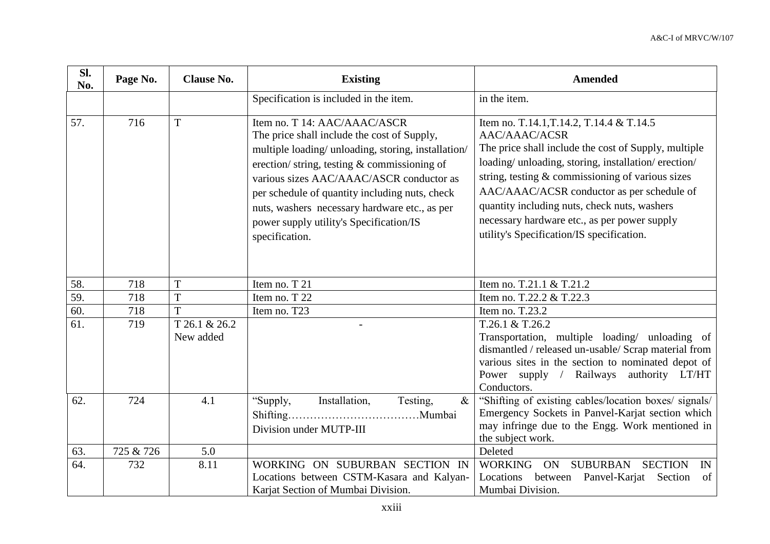| Sl. No. | Page No. | Clause No. | Existing | Amended |
|---|---|---|---|---|
| | | | Specification is included in the item. | in the item. |
| 57. | 716 | T | Item no. T 14: AAC/AAAC/ASCR The price shall include the cost of Supply, multiple loading/ unloading, storing, installation/ erection/ string, testing & commissioning of various sizes AAC/AAAC/ASCR conductor as per schedule of quantity including nuts, check nuts, washers necessary hardware etc., as per power supply utility's Specification/IS specification. | Item no. T.14.1,T.14.2, T.14.4 & T.14.5 AAC/AAAC/ACSR The price shall include the cost of Supply, multiple loading/ unloading, storing, installation/ erection/ string, testing & commissioning of various sizes AAC/AAAC/ACSR conductor as per schedule of quantity including nuts, check nuts, washers necessary hardware etc., as per power supply utility's Specification/IS specification. |
| 58. | 718 | T | Item no. T 21 | Item no. T.21.1 & T.21.2 |
| 59. | 718 | T | Item no. T 22 | Item no. T.22.2 & T.22.3 |
| 60. | 718 | T | Item no. T23 | Item no. T.23.2 |
| 61. | 719 | T 26.1 & 26.2 New added | - | T.26.1 & T.26.2 Transportation, multiple loading/ unloading of dismantled / released un-usable/ Scrap material from various sites in the section to nominated depot of Power supply / Railways authority LT/HT Conductors. |
| 62. | 724 | 4.1 | "Supply, Installation, Testing, & Shifting………………………………Mumbai Division under MUTP-III | "Shifting of existing cables/location boxes/ signals/ Emergency Sockets in Panvel-Karjat section which may infringe due to the Engg. Work mentioned in the subject work. |
| 63. | 725 & 726 | 5.0 | | Deleted |
| 64. | 732 | 8.11 | WORKING ON SUBURBAN SECTION IN Locations between CSTM-Kasara and Kalyan-Karjat Section of Mumbai Division. | WORKING ON SUBURBAN SECTION IN Locations between Panvel-Karjat Section of Mumbai Division. |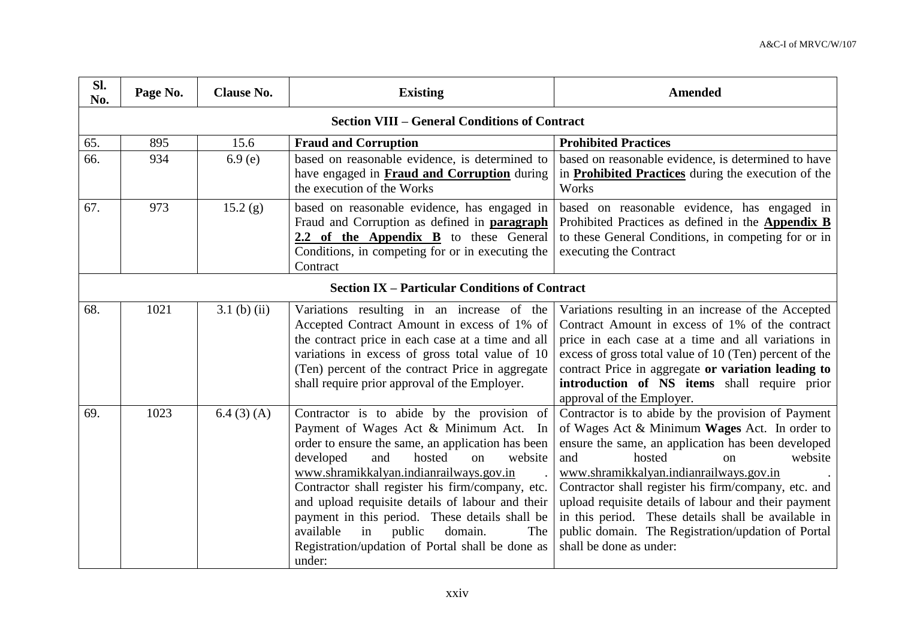| Sl. No. | Page No. | Clause No. | Existing | Amended |
|---|---|---|---|---|
| **Section VIII – General Conditions of Contract** | | | | |
| 65. | 895 | 15.6 | **Fraud and Corruption** | **Prohibited Practices** |
| 66. | 934 | 6.9 (e) | based on reasonable evidence, is determined to have engaged in **Fraud and Corruption** during the execution of the Works | based on reasonable evidence, is determined to have in **Prohibited Practices** during the execution of the Works |
| 67. | 973 | 15.2 (g) | based on reasonable evidence, has engaged in Fraud and Corruption as defined in **paragraph 2.2 of the Appendix B** to these General Conditions, in competing for or in executing the Contract | based on reasonable evidence, has engaged in Prohibited Practices as defined in the **Appendix B** to these General Conditions, in competing for or in executing the Contract |
| **Section IX – Particular Conditions of Contract** | | | | |
| 68. | 1021 | 3.1 (b) (ii) | Variations resulting in an increase of the Accepted Contract Amount in excess of 1% of the contract price in each case at a time and all variations in excess of gross total value of 10 (Ten) percent of the contract Price in aggregate shall require prior approval of the Employer. | Variations resulting in an increase of the Accepted Contract Amount in excess of 1% of the contract price in each case at a time and all variations in excess of gross total value of 10 (Ten) percent of the contract Price in aggregate **or variation leading to introduction of NS items** shall require prior approval of the Employer. |
| 69. | 1023 | 6.4 (3) (A) | Contractor is to abide by the provision of Payment of Wages Act & Minimum Act. In order to ensure the same, an application has been developed and hosted on website www.shramikkalyan.indianrailways.gov.in . Contractor shall register his firm/company, etc. and upload requisite details of labour and their payment in this period. These details shall be available in public domain. The Registration/updation of Portal shall be done as under: | Contractor is to abide by the provision of Payment of Wages Act & Minimum **Wages** Act. In order to ensure the same, an application has been developed and hosted on website www.shramikkalyan.indianrailways.gov.in . Contractor shall register his firm/company, etc. and upload requisite details of labour and their payment in this period. These details shall be available in public domain. The Registration/updation of Portal shall be done as under: |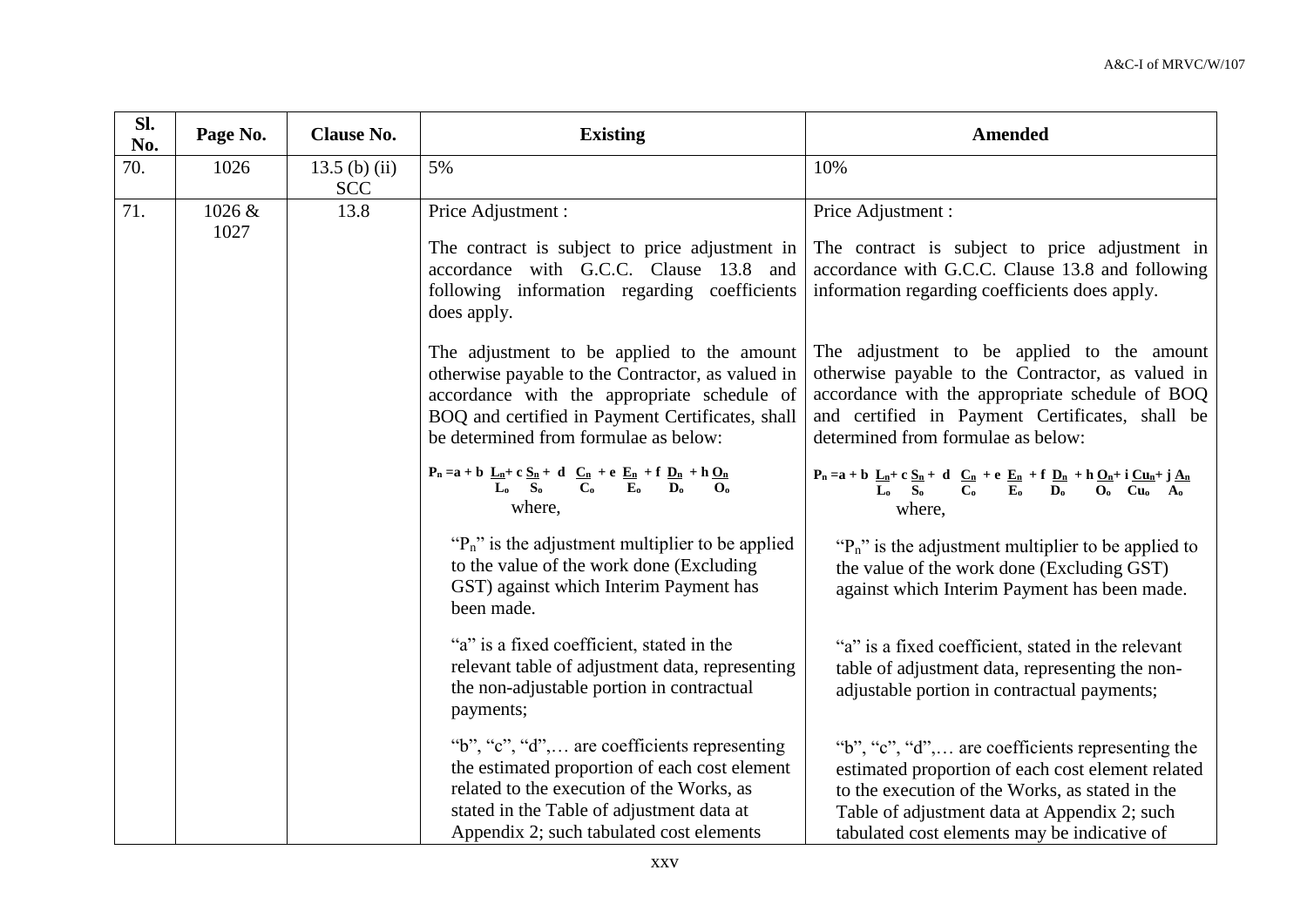| Sl. No. | Page No. | Clause No. | Existing | Amended |
|---|---|---|---|---|
| 70. | 1026 | 13.5 (b) (ii) SCC | 5% | 10% |
| 71. | 1026 & 1027 | 13.8 | Price Adjustment :<br><br>The contract is subject to price adjustment in accordance with G.C.C. Clause 13.8 and following information regarding coefficients does apply.<br><br>The adjustment to be applied to the amount otherwise payable to the Contractor, as valued in accordance with the appropriate schedule of BOQ and certified in Payment Certificates, shall be determined from formulae as below:<br><br>$P_n = a + b\frac{L_n}{L_o} + c\frac{S_n}{S_o} + d\frac{C_n}{C_o} + e\frac{E_n}{E_o} + f\frac{D_n}{D_o} + h\frac{O_n}{O_o}$<br>where,<br><br>"$P_n$" is the adjustment multiplier to be applied to the value of the work done (Excluding GST) against which Interim Payment has been made.<br><br>"a" is a fixed coefficient, stated in the relevant table of adjustment data, representing the non-adjustable portion in contractual payments;<br><br>"b", "c", "d",… are coefficients representing the estimated proportion of each cost element related to the execution of the Works, as stated in the Table of adjustment data at Appendix 2; such tabulated cost elements | Price Adjustment :<br><br>The contract is subject to price adjustment in accordance with G.C.C. Clause 13.8 and following information regarding coefficients does apply.<br><br>The adjustment to be applied to the amount otherwise payable to the Contractor, as valued in accordance with the appropriate schedule of BOQ and certified in Payment Certificates, shall be determined from formulae as below:<br><br>$P_n = a + b\frac{L_n}{L_o} + c\frac{S_n}{S_o} + d\frac{C_n}{C_o} + e\frac{E_n}{E_o} + f\frac{D_n}{D_o} + h\frac{O_n}{O_o} + i\frac{Cu_n}{Cu_o} + j\frac{A_n}{A_o}$<br>where,<br><br>"$P_n$" is the adjustment multiplier to be applied to the value of the work done (Excluding GST) against which Interim Payment has been made.<br><br>"a" is a fixed coefficient, stated in the relevant table of adjustment data, representing the non-adjustable portion in contractual payments;<br><br>"b", "c", "d",… are coefficients representing the estimated proportion of each cost element related to the execution of the Works, as stated in the Table of adjustment data at Appendix 2; such tabulated cost elements may be indicative of |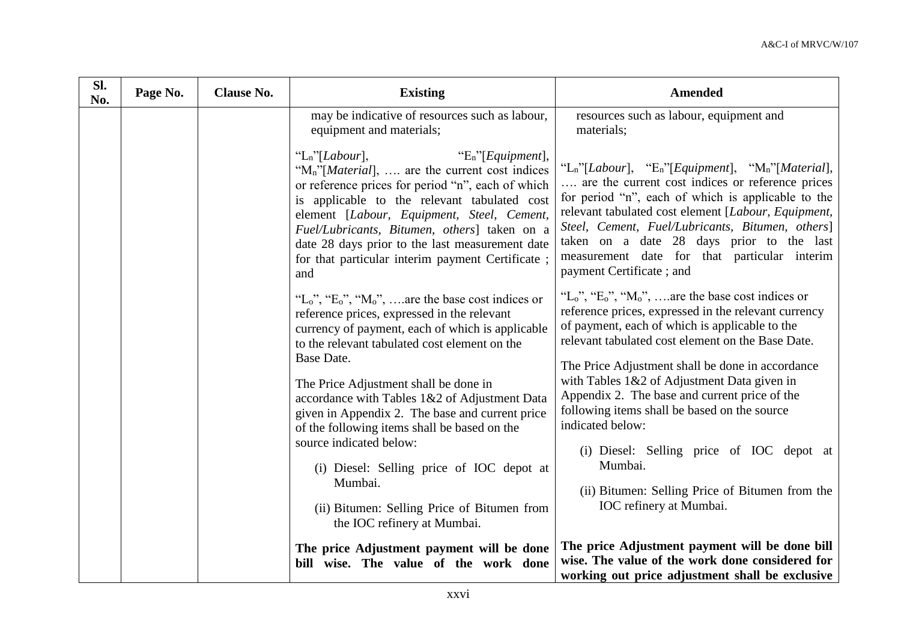| Sl. No. | Page No. | Clause No. | Existing | Amended |
|---|---|---|---|---|
| | | | may be indicative of resources such as labour, equipment and materials;<br><br>"$L_n$"[*Labour*], "$E_n$"[*Equipment*], "$M_n$"[*Material*], …. are the current cost indices or reference prices for period "n", each of which is applicable to the relevant tabulated cost element [*Labour, Equipment, Steel, Cement, Fuel/Lubricants, Bitumen, others*] taken on a date 28 days prior to the last measurement date for that particular interim payment Certificate ; and<br><br>"$L_o$", "$E_o$", "$M_o$", ….are the base cost indices or reference prices, expressed in the relevant currency of payment, each of which is applicable to the relevant tabulated cost element on the Base Date.<br><br>The Price Adjustment shall be done in accordance with Tables 1&2 of Adjustment Data given in Appendix 2. The base and current price of the following items shall be based on the source indicated below:<br><br>(i) Diesel: Selling price of IOC depot at Mumbai.<br><br>(ii) Bitumen: Selling Price of Bitumen from the IOC refinery at Mumbai.<br><br>**The price Adjustment payment will be done bill wise. The value of the work done** | resources such as labour, equipment and materials;<br><br>"$L_n$"[*Labour*], "$E_n$"[*Equipment*], "$M_n$"[*Material*], …. are the current cost indices or reference prices for period "n", each of which is applicable to the relevant tabulated cost element [*Labour, Equipment, Steel, Cement, Fuel/Lubricants, Bitumen, others*] taken on a date 28 days prior to the last measurement date for that particular interim payment Certificate ; and<br><br>"$L_o$", "$E_o$", "$M_o$", ….are the base cost indices or reference prices, expressed in the relevant currency of payment, each of which is applicable to the relevant tabulated cost element on the Base Date.<br><br>The Price Adjustment shall be done in accordance with Tables 1&2 of Adjustment Data given in Appendix 2. The base and current price of the following items shall be based on the source indicated below:<br><br>(i) Diesel: Selling price of IOC depot at Mumbai.<br><br>(ii) Bitumen: Selling Price of Bitumen from the IOC refinery at Mumbai.<br><br>**The price Adjustment payment will be done bill wise. The value of the work done considered for working out price adjustment shall be exclusive** |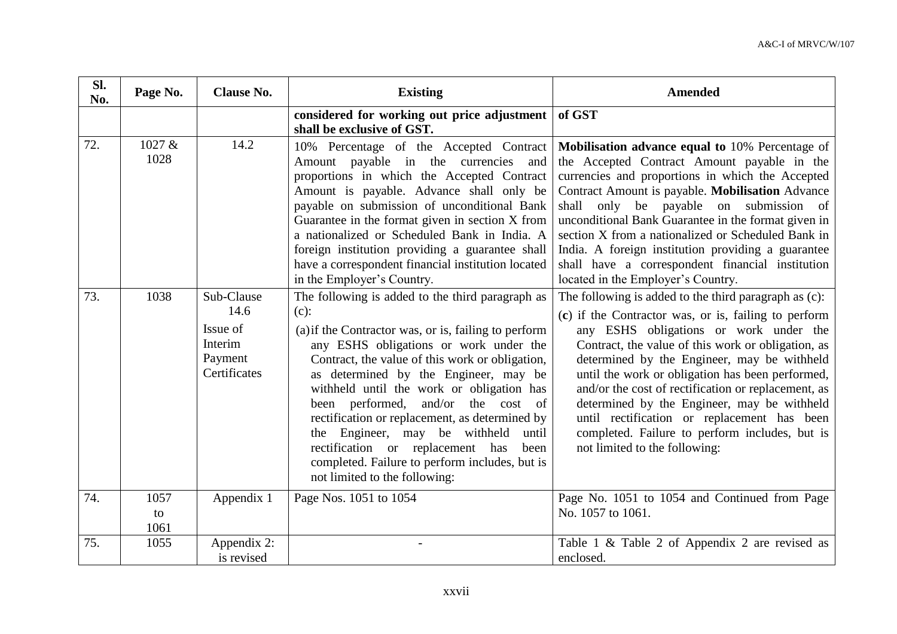| Sl. No. | Page No. | Clause No. | Existing | Amended |
|---|---|---|---|---|
| | | | **considered for working out price adjustment shall be exclusive of GST.** | **of GST** |
| 72. | 1027 & 1028 | 14.2 | 10% Percentage of the Accepted Contract Amount payable in the currencies and proportions in which the Accepted Contract Amount is payable. Advance shall only be payable on submission of unconditional Bank Guarantee in the format given in section X from a nationalized or Scheduled Bank in India. A foreign institution providing a guarantee shall have a correspondent financial institution located in the Employer's Country. | **Mobilisation advance equal to** 10% Percentage of the Accepted Contract Amount payable in the currencies and proportions in which the Accepted Contract Amount is payable. **Mobilisation** Advance shall only be payable on submission of unconditional Bank Guarantee in the format given in section X from a nationalized or Scheduled Bank in India. A foreign institution providing a guarantee shall have a correspondent financial institution located in the Employer's Country. |
| 73. | 1038 | Sub-Clause 14.6 Issue of Interim Payment Certificates | The following is added to the third paragraph as (c): (a) if the Contractor was, or is, failing to perform any ESHS obligations or work under the Contract, the value of this work or obligation, as determined by the Engineer, may be withheld until the work or obligation has been performed, and/or the cost of rectification or replacement, as determined by the Engineer, may be withheld until rectification or replacement has been completed. Failure to perform includes, but is not limited to the following: | The following is added to the third paragraph as (c): (**c**) if the Contractor was, or is, failing to perform any ESHS obligations or work under the Contract, the value of this work or obligation, as determined by the Engineer, may be withheld until the work or obligation has been performed, and/or the cost of rectification or replacement, as determined by the Engineer, may be withheld until rectification or replacement has been completed. Failure to perform includes, but is not limited to the following: |
| 74. | 1057 to 1061 | Appendix 1 | Page Nos. 1051 to 1054 | Page No. 1051 to 1054 and Continued from Page No. 1057 to 1061. |
| 75. | 1055 | Appendix 2: is revised | - | Table 1 & Table 2 of Appendix 2 are revised as enclosed. |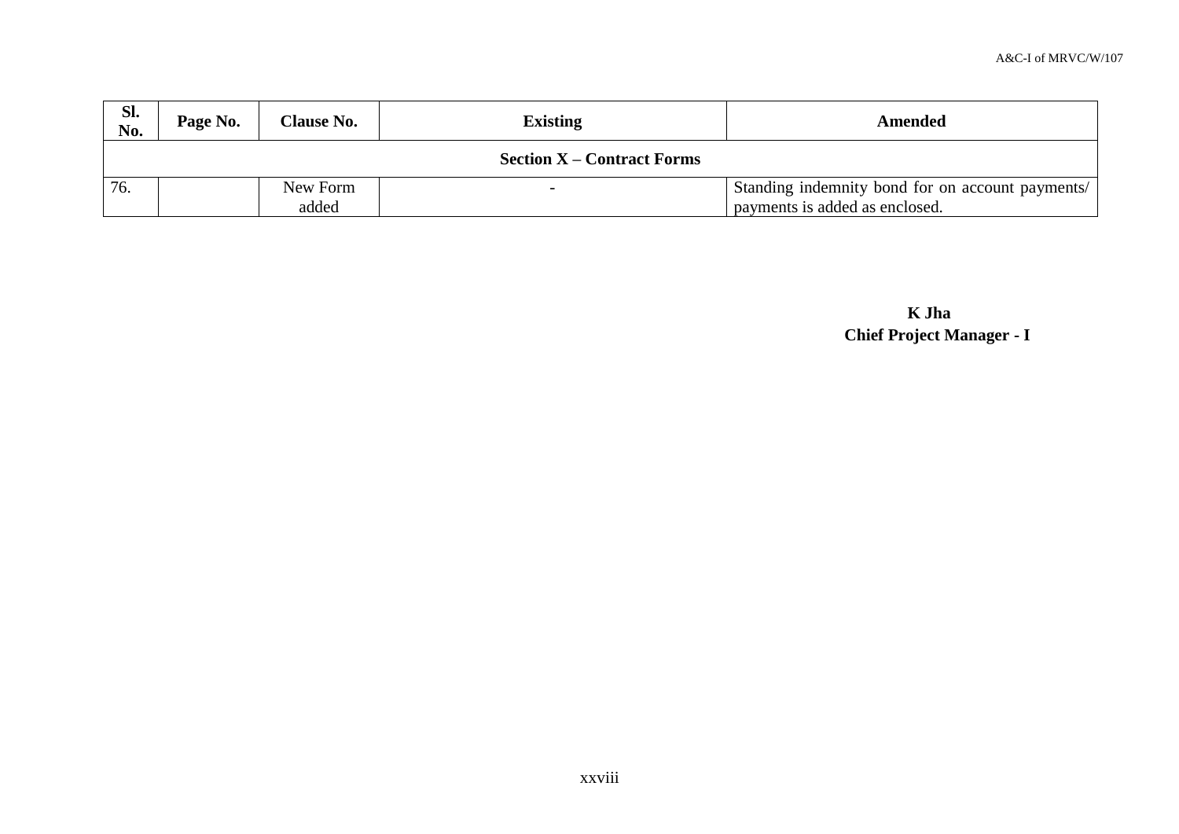| Sl. No. | Page No. | Clause No. | Existing | Amended |
|---|---|---|---|---|
| **Section X – Contract Forms** | | | | |
| 76. | | New Form added | - | Standing indemnity bond for on account payments/ payments is added as enclosed. |

**K Jha**
**Chief Project Manager - I**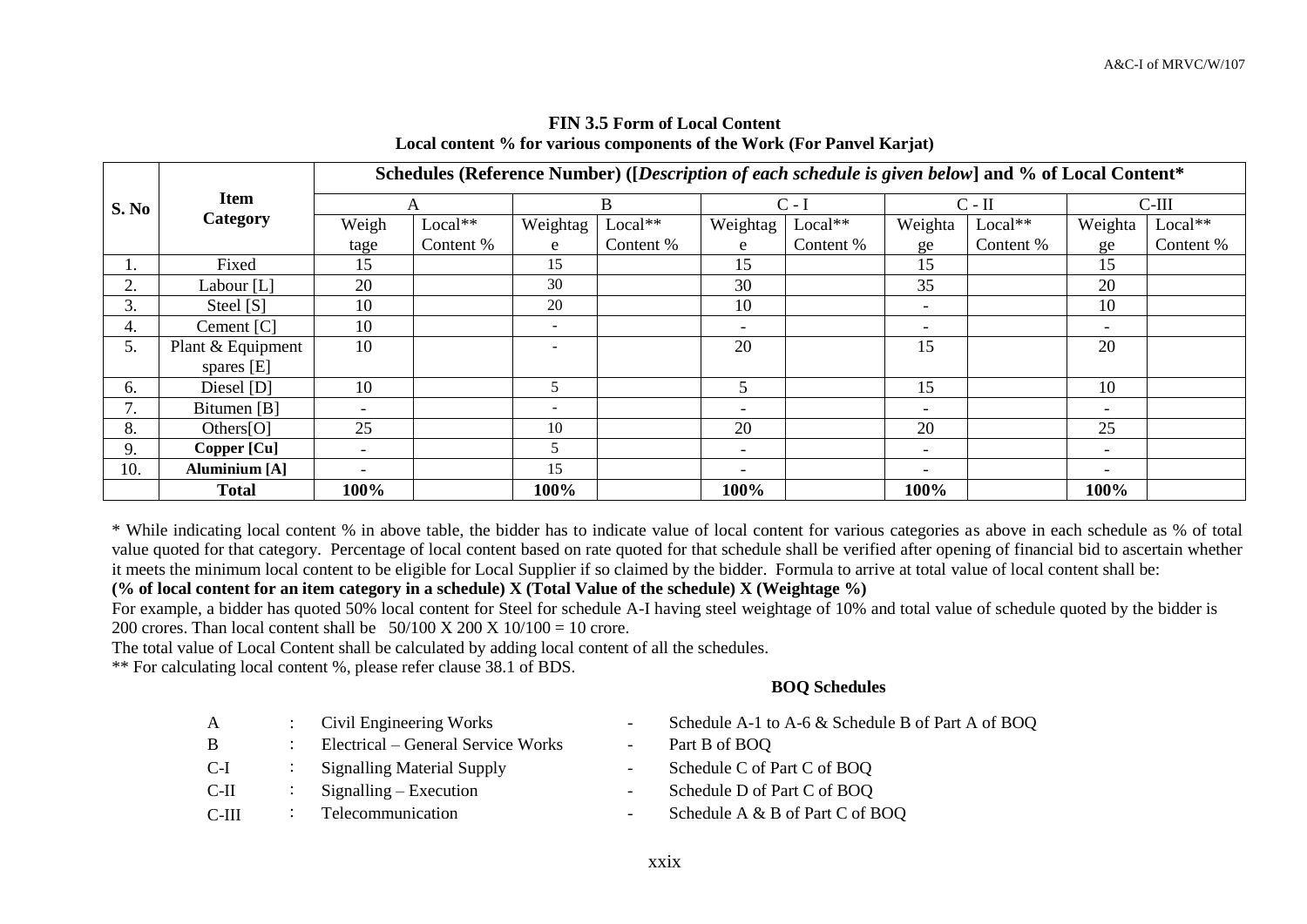**FIN 3.5 Form of Local Content**

**Local content % for various components of the Work (For Panvel Karjat)**

| S. No | Item Category | Schedules (Reference Number) ([*Description of each schedule is given below*] and % of Local Content* | | | | | | | | | |
|---|---|---|---|---|---|---|---|---|---|---|---|
| | | A | | B | | C - I | | C - II | | C-III | |
| | | Weightage | Local** Content % | Weightage | Local** Content % | Weightage | Local** Content % | Weightage | Local** Content % | Weightage | Local** Content % |
| 1. | Fixed | 15 | | 15 | | 15 | | 15 | | 15 | |
| 2. | Labour [L] | 20 | | 30 | | 30 | | 35 | | 20 | |
| 3. | Steel [S] | 10 | | 20 | | 10 | | - | | 10 | |
| 4. | Cement [C] | 10 | | - | | - | | - | | - | |
| 5. | Plant & Equipment spares [E] | 10 | | - | | 20 | | 15 | | 20 | |
| 6. | Diesel [D] | 10 | | 5 | | 5 | | 15 | | 10 | |
| 7. | Bitumen [B] | - | | - | | - | | - | | - | |
| 8. | Others[O] | 25 | | 10 | | 20 | | 20 | | 25 | |
| 9. | **Copper [Cu]** | - | | 5 | | - | | - | | - | |
| 10. | **Aluminium [A]** | - | | 15 | | - | | - | | - | |
| | **Total** | **100%** | | **100%** | | **100%** | | **100%** | | **100%** | |

\* While indicating local content % in above table, the bidder has to indicate value of local content for various categories as above in each schedule as % of total value quoted for that category. Percentage of local content based on rate quoted for that schedule shall be verified after opening of financial bid to ascertain whether it meets the minimum local content to be eligible for Local Supplier if so claimed by the bidder. Formula to arrive at total value of local content shall be:

**(% of local content for an item category in a schedule) X (Total Value of the schedule) X (Weightage %)**

For example, a bidder has quoted 50% local content for Steel for schedule A-I having steel weightage of 10% and total value of schedule quoted by the bidder is 200 crores. Than local content shall be 50/100 X 200 X 10/100 = 10 crore.

The total value of Local Content shall be calculated by adding local content of all the schedules.

** For calculating local content %, please refer clause 38.1 of BDS.

**BOQ Schedules**

| | | | | |
|---|---|---|---|---|
| A | : | Civil Engineering Works | - | Schedule A-1 to A-6 & Schedule B of Part A of BOQ |
| B | : | Electrical – General Service Works | - | Part B of BOQ |
| C-I | : | Signalling Material Supply | - | Schedule C of Part C of BOQ |
| C-II | : | Signalling – Execution | - | Schedule D of Part C of BOQ |
| C-III | : | Telecommunication | - | Schedule A & B of Part C of BOQ |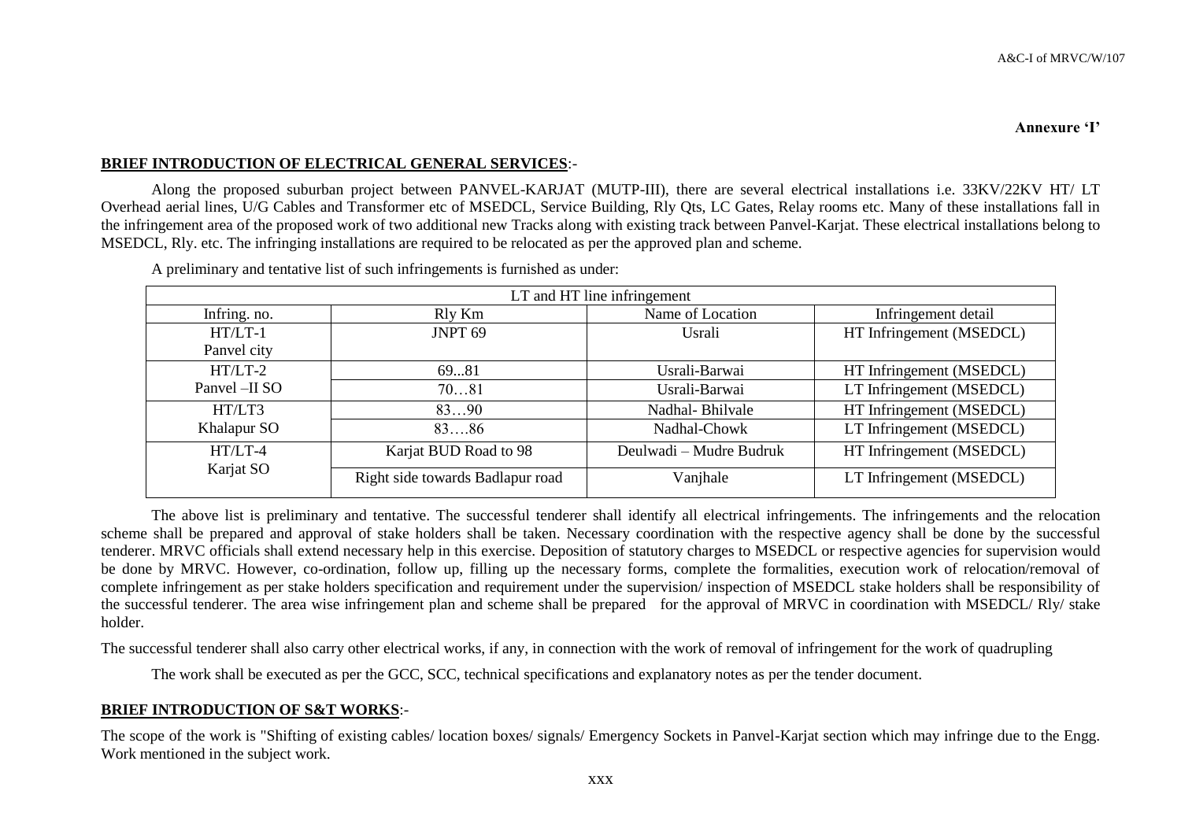**Annexure 'I'**

**BRIEF INTRODUCTION OF ELECTRICAL GENERAL SERVICES**:-

Along the proposed suburban project between PANVEL-KARJAT (MUTP-III), there are several electrical installations i.e. 33KV/22KV HT/ LT Overhead aerial lines, U/G Cables and Transformer etc of MSEDCL, Service Building, Rly Qts, LC Gates, Relay rooms etc. Many of these installations fall in the infringement area of the proposed work of two additional new Tracks along with existing track between Panvel-Karjat. These electrical installations belong to MSEDCL, Rly. etc. The infringing installations are required to be relocated as per the approved plan and scheme.

A preliminary and tentative list of such infringements is furnished as under:

| LT and HT line infringement | | | |
|---|---|---|---|
| Infring. no. | Rly Km | Name of Location | Infringement detail |
| HT/LT-1 Panvel city | JNPT 69 | Usrali | HT Infringement (MSEDCL) |
| HT/LT-2 Panvel –II SO | 69...81 | Usrali-Barwai | HT Infringement (MSEDCL) |
| | 70…81 | Usrali-Barwai | LT Infringement (MSEDCL) |
| HT/LT3 Khalapur SO | 83…90 | Nadhal- Bhilvale | HT Infringement (MSEDCL) |
| | 83….86 | Nadhal-Chowk | LT Infringement (MSEDCL) |
| HT/LT-4 Karjat SO | Karjat BUD Road to 98 | Deulwadi – Mudre Budruk | HT Infringement (MSEDCL) |
| | Right side towards Badlapur road | Vanjhale | LT Infringement (MSEDCL) |

The above list is preliminary and tentative. The successful tenderer shall identify all electrical infringements. The infringements and the relocation scheme shall be prepared and approval of stake holders shall be taken. Necessary coordination with the respective agency shall be done by the successful tenderer. MRVC officials shall extend necessary help in this exercise. Deposition of statutory charges to MSEDCL or respective agencies for supervision would be done by MRVC. However, co-ordination, follow up, filling up the necessary forms, complete the formalities, execution work of relocation/removal of complete infringement as per stake holders specification and requirement under the supervision/ inspection of MSEDCL stake holders shall be responsibility of the successful tenderer. The area wise infringement plan and scheme shall be prepared for the approval of MRVC in coordination with MSEDCL/ Rly/ stake holder.

The successful tenderer shall also carry other electrical works, if any, in connection with the work of removal of infringement for the work of quadrupling

The work shall be executed as per the GCC, SCC, technical specifications and explanatory notes as per the tender document.

**BRIEF INTRODUCTION OF S&T WORKS**:-

The scope of the work is "Shifting of existing cables/ location boxes/ signals/ Emergency Sockets in Panvel-Karjat section which may infringe due to the Engg. Work mentioned in the subject work.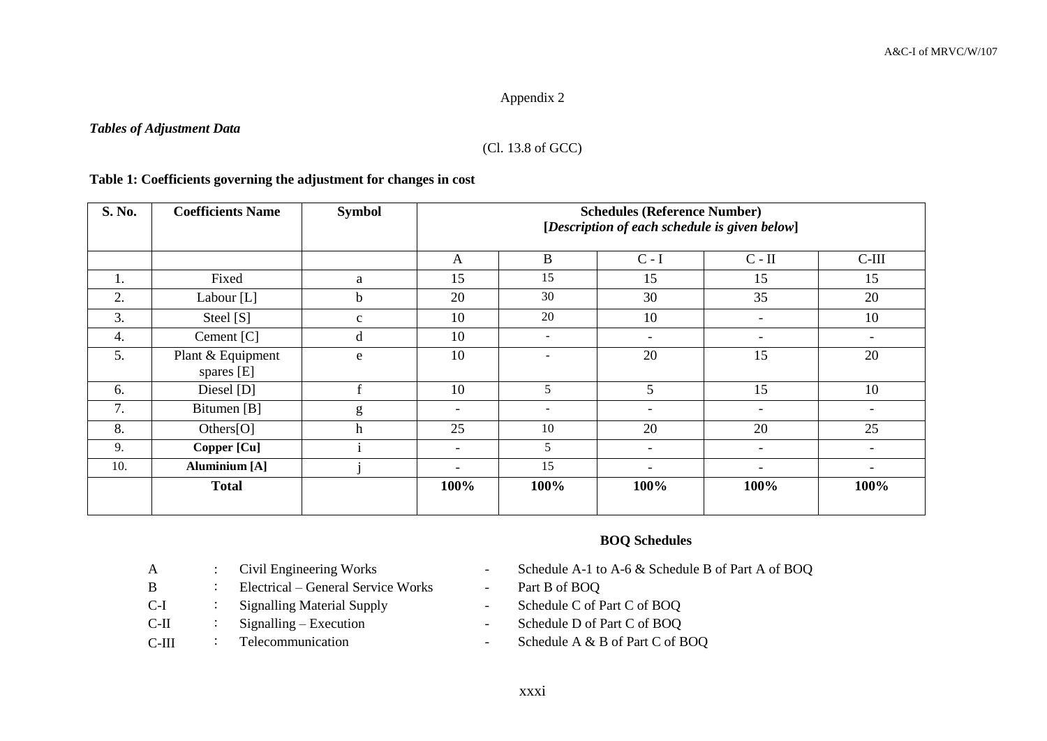Appendix 2

***Tables of Adjustment Data***

(Cl. 13.8 of GCC)

**Table 1: Coefficients governing the adjustment for changes in cost**

| **S. No.** | **Coefficients Name** | **Symbol** | **Schedules (Reference Number)** **[*Description of each schedule is given below*]** | | | | |
|---|---|---|---|---|---|---|---|
| | | | A | B | C - I | C - II | C-III |
| 1. | Fixed | a | 15 | 15 | 15 | 15 | 15 |
| 2. | Labour [L] | b | 20 | 30 | 30 | 35 | 20 |
| 3. | Steel [S] | c | 10 | 20 | 10 | - | 10 |
| 4. | Cement [C] | d | 10 | - | - | - | - |
| 5. | Plant & Equipment spares [E] | e | 10 | - | 20 | 15 | 20 |
| 6. | Diesel [D] | f | 10 | 5 | 5 | 15 | 10 |
| 7. | Bitumen [B] | g | - | - | - | - | - |
| 8. | Others[O] | h | 25 | 10 | 20 | 20 | 25 |
| 9. | **Copper [Cu]** | i | - | 5 | - | - | - |
| 10. | **Aluminium [A]** | j | - | 15 | - | - | - |
| | **Total** | | **100%** | **100%** | **100%** | **100%** | **100%** |

**BOQ Schedules**

| | | | | |
|---|---|---|---|---|
| A | : | Civil Engineering Works | - | Schedule A-1 to A-6 & Schedule B of Part A of BOQ |
| B | : | Electrical – General Service Works | - | Part B of BOQ |
| C-I | : | Signalling Material Supply | - | Schedule C of Part C of BOQ |
| C-II | : | Signalling – Execution | - | Schedule D of Part C of BOQ |
| C-III | : | Telecommunication | - | Schedule A & B of Part C of BOQ |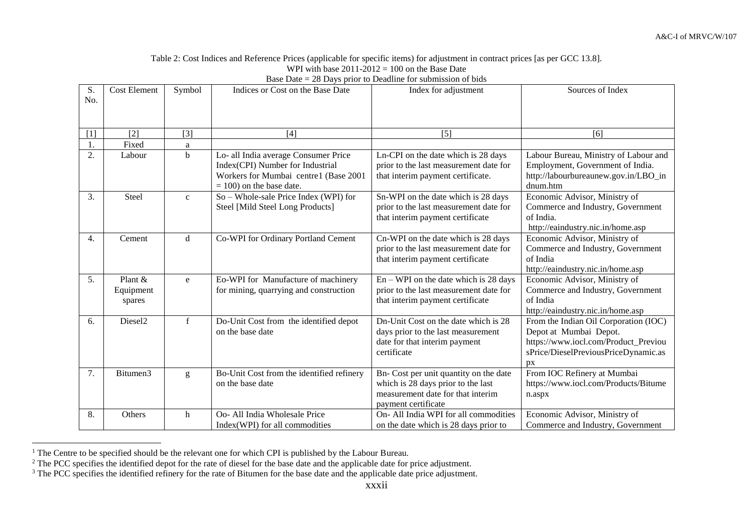Table 2: Cost Indices and Reference Prices (applicable for specific items) for adjustment in contract prices [as per GCC 13.8].
WPI with base 2011-2012 = 100 on the Base Date
Base Date = 28 Days prior to Deadline for submission of bids

| S. No. | Cost Element | Symbol | Indices or Cost on the Base Date | Index for adjustment | Sources of Index |
|---|---|---|---|---|---|
| [1] | [2] | [3] | [4] | [5] | [6] |
| 1. | Fixed | a | | | |
| 2. | Labour | b | Lo- all India average Consumer Price Index(CPI) Number for Industrial Workers for Mumbai centre[1] (Base 2001 = 100) on the base date. | Ln-CPI on the date which is 28 days prior to the last measurement date for that interim payment certificate. | Labour Bureau, Ministry of Labour and Employment, Government of India. http://labourbureaunew.gov.in/LBO_indnum.htm |
| 3. | Steel | c | So – Whole-sale Price Index (WPI) for Steel [Mild Steel Long Products] | Sn-WPI on the date which is 28 days prior to the last measurement date for that interim payment certificate | Economic Advisor, Ministry of Commerce and Industry, Government of India. http://eaindustry.nic.in/home.asp |
| 4. | Cement | d | Co-WPI for Ordinary Portland Cement | Cn-WPI on the date which is 28 days prior to the last measurement date for that interim payment certificate | Economic Advisor, Ministry of Commerce and Industry, Government of India http://eaindustry.nic.in/home.asp |
| 5. | Plant & Equipment spares | e | Eo-WPI for Manufacture of machinery for mining, quarrying and construction | En – WPI on the date which is 28 days prior to the last measurement date for that interim payment certificate | Economic Advisor, Ministry of Commerce and Industry, Government of India http://eaindustry.nic.in/home.asp |
| 6. | Diesel[2] | f | Do-Unit Cost from the identified depot on the base date | Dn-Unit Cost on the date which is 28 days prior to the last measurement date for that interim payment certificate | From the Indian Oil Corporation (IOC) Depot at Mumbai Depot. https://www.iocl.com/Product_PreviousPrice/DieselPreviousPriceDynamic.aspx |
| 7. | Bitumen[3] | g | Bo-Unit Cost from the identified refinery on the base date | Bn- Cost per unit quantity on the date which is 28 days prior to the last measurement date for that interim payment certificate | From IOC Refinery at Mumbai https://www.iocl.com/Products/Bitumen.aspx |
| 8. | Others | h | Oo- All India Wholesale Price Index(WPI) for all commodities | On- All India WPI for all commodities on the date which is 28 days prior to | Economic Advisor, Ministry of Commerce and Industry, Government |

[1] The Centre to be specified should be the relevant one for which CPI is published by the Labour Bureau.

[2] The PCC specifies the identified depot for the rate of diesel for the base date and the applicable date for price adjustment.

[3] The PCC specifies the identified refinery for the rate of Bitumen for the base date and the applicable date price adjustment.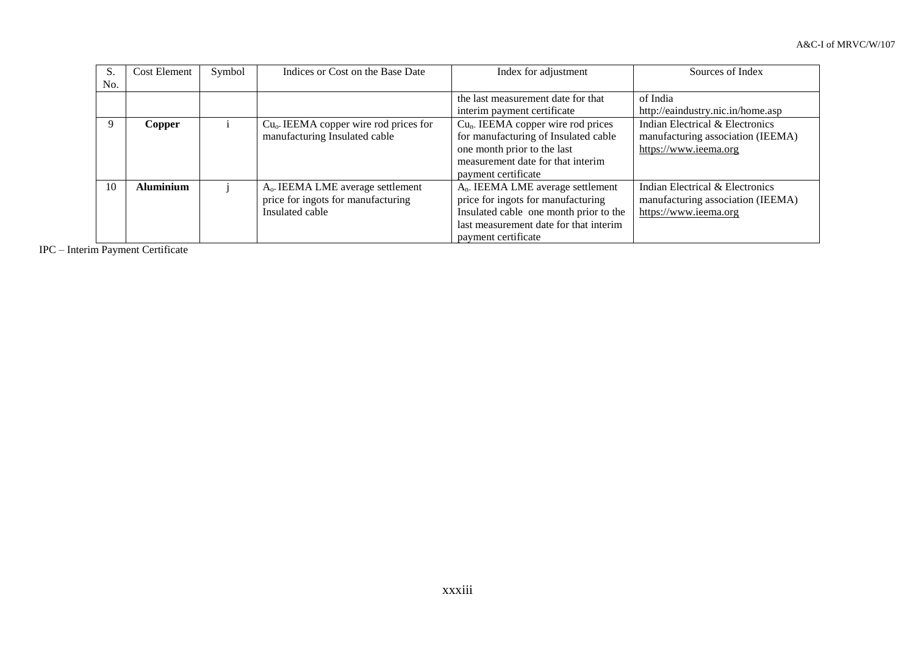| S. No. | Cost Element | Symbol | Indices or Cost on the Base Date | Index for adjustment | Sources of Index |
|---|---|---|---|---|---|
| | | | | the last measurement date for that interim payment certificate | of India http://eaindustry.nic.in/home.asp |
| 9 | **Copper** | i | $Cu_o$- IEEMA copper wire rod prices for manufacturing Insulated cable | $Cu_n$- IEEMA copper wire rod prices for manufacturing of Insulated cable one month prior to the last measurement date for that interim payment certificate | Indian Electrical & Electronics manufacturing association (IEEMA) https://www.ieema.org |
| 10 | **Aluminium** | j | $A_o$- IEEMA LME average settlement price for ingots for manufacturing Insulated cable | $A_n$- IEEMA LME average settlement price for ingots for manufacturing Insulated cable one month prior to the last measurement date for that interim payment certificate | Indian Electrical & Electronics manufacturing association (IEEMA) https://www.ieema.org |

IPC – Interim Payment Certificate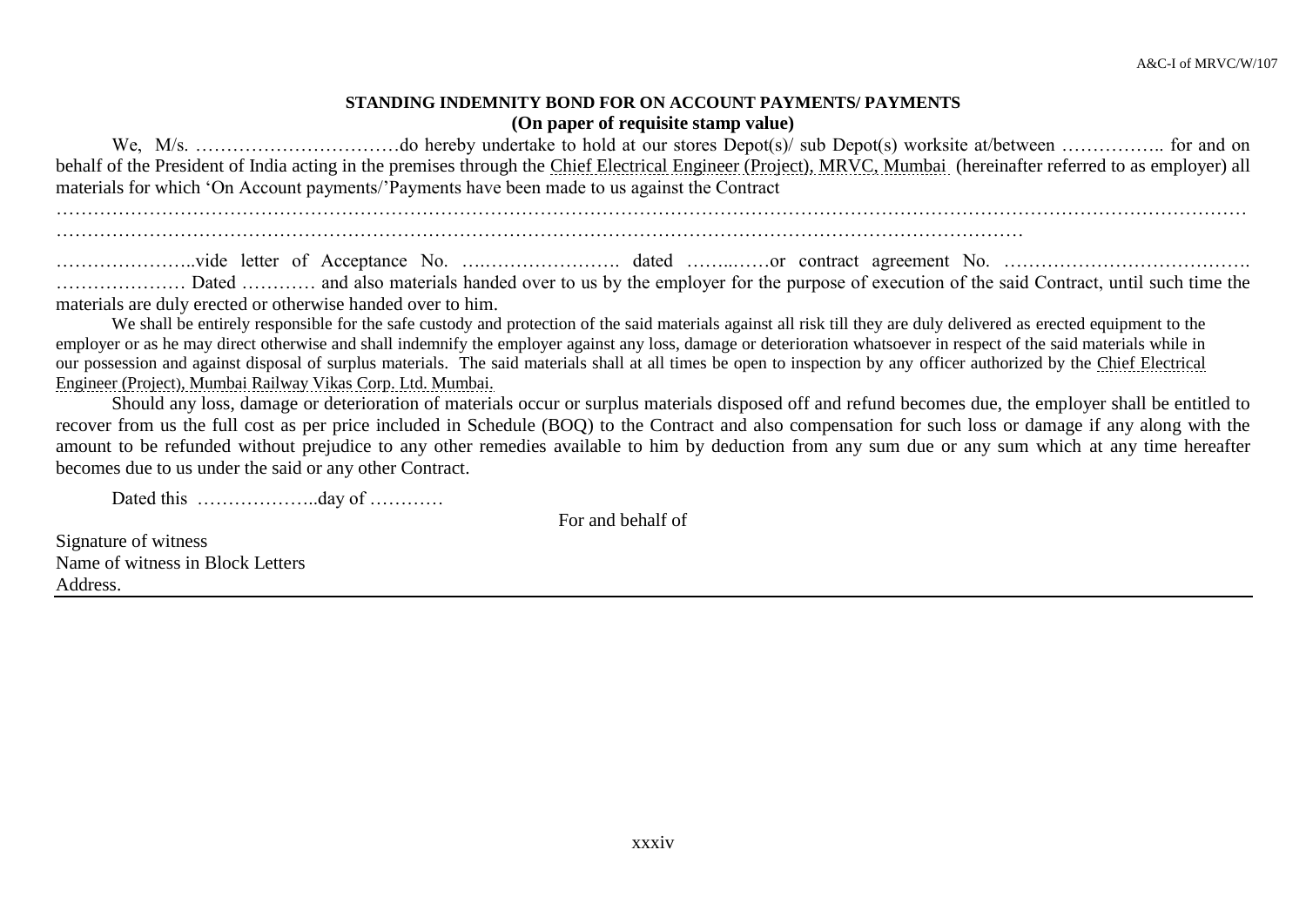**STANDING INDEMNITY BOND FOR ON ACCOUNT PAYMENTS/ PAYMENTS**
**(On paper of requisite stamp value)**

We, M/s. ……………………………do hereby undertake to hold at our stores Depot(s)/ sub Depot(s) worksite at/between …………….. for and on behalf of the President of India acting in the premises through the Chief Electrical Engineer (Project), MRVC, Mumbai (hereinafter referred to as employer) all materials for which 'On Account payments/'Payments have been made to us against the Contract ……………………………………………………………………………………………………………………………………………………………………………………………………………………………………………………………………………………

…………………..vide letter of Acceptance No. ….…………………. dated ……..……or contract agreement No. …………………………………. ………………… Dated ………… and also materials handed over to us by the employer for the purpose of execution of the said Contract, until such time the materials are duly erected or otherwise handed over to him.

We shall be entirely responsible for the safe custody and protection of the said materials against all risk till they are duly delivered as erected equipment to the employer or as he may direct otherwise and shall indemnify the employer against any loss, damage or deterioration whatsoever in respect of the said materials while in our possession and against disposal of surplus materials. The said materials shall at all times be open to inspection by any officer authorized by the Chief Electrical Engineer (Project), Mumbai Railway Vikas Corp. Ltd. Mumbai.

Should any loss, damage or deterioration of materials occur or surplus materials disposed off and refund becomes due, the employer shall be entitled to recover from us the full cost as per price included in Schedule (BOQ) to the Contract and also compensation for such loss or damage if any along with the amount to be refunded without prejudice to any other remedies available to him by deduction from any sum due or any sum which at any time hereafter becomes due to us under the said or any other Contract.

Dated this ………………..day of …………

For and behalf of

Signature of witness
Name of witness in Block Letters
Address.